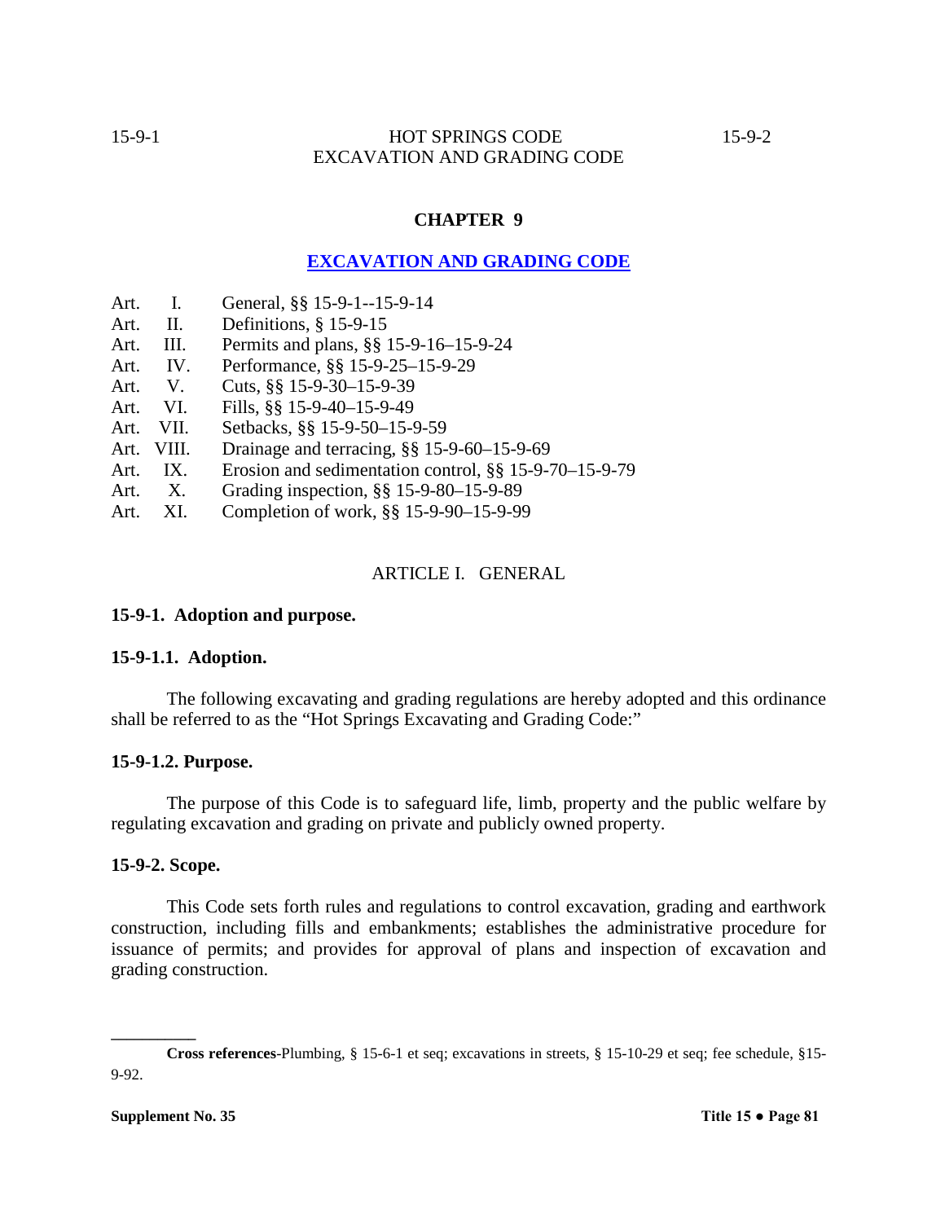# CHAPTER 9

## EXCAVATION AND GRADING CODE

| | | |
|---|---|---|
| Art. | I. | General, §§ 15-9-1--15-9-14 |
| Art. | II. | Definitions, § 15-9-15 |
| Art. | III. | Permits and plans, §§ 15-9-16–15-9-24 |
| Art. | IV. | Performance, §§ 15-9-25–15-9-29 |
| Art. | V. | Cuts, §§ 15-9-30–15-9-39 |
| Art. | VI. | Fills, §§ 15-9-40–15-9-49 |
| Art. | VII. | Setbacks, §§ 15-9-50–15-9-59 |
| Art. | VIII. | Drainage and terracing, §§ 15-9-60–15-9-69 |
| Art. | IX. | Erosion and sedimentation control, §§ 15-9-70–15-9-79 |
| Art. | X. | Grading inspection, §§ 15-9-80–15-9-89 |
| Art. | XI. | Completion of work, §§ 15-9-90–15-9-99 |

## ARTICLE I. GENERAL

### 15-9-1. Adoption and purpose.

#### 15-9-1.1. Adoption.

The following excavating and grading regulations are hereby adopted and this ordinance shall be referred to as the "Hot Springs Excavating and Grading Code:"

#### 15-9-1.2. Purpose.

The purpose of this Code is to safeguard life, limb, property and the public welfare by regulating excavation and grading on private and publicly owned property.

### 15-9-2. Scope.

This Code sets forth rules and regulations to control excavation, grading and earthwork construction, including fills and embankments; establishes the administrative procedure for issuance of permits; and provides for approval of plans and inspection of excavation and grading construction.

---

**Cross references**-Plumbing, § 15-6-1 et seq; excavations in streets, § 15-10-29 et seq; fee schedule, §15-9-92.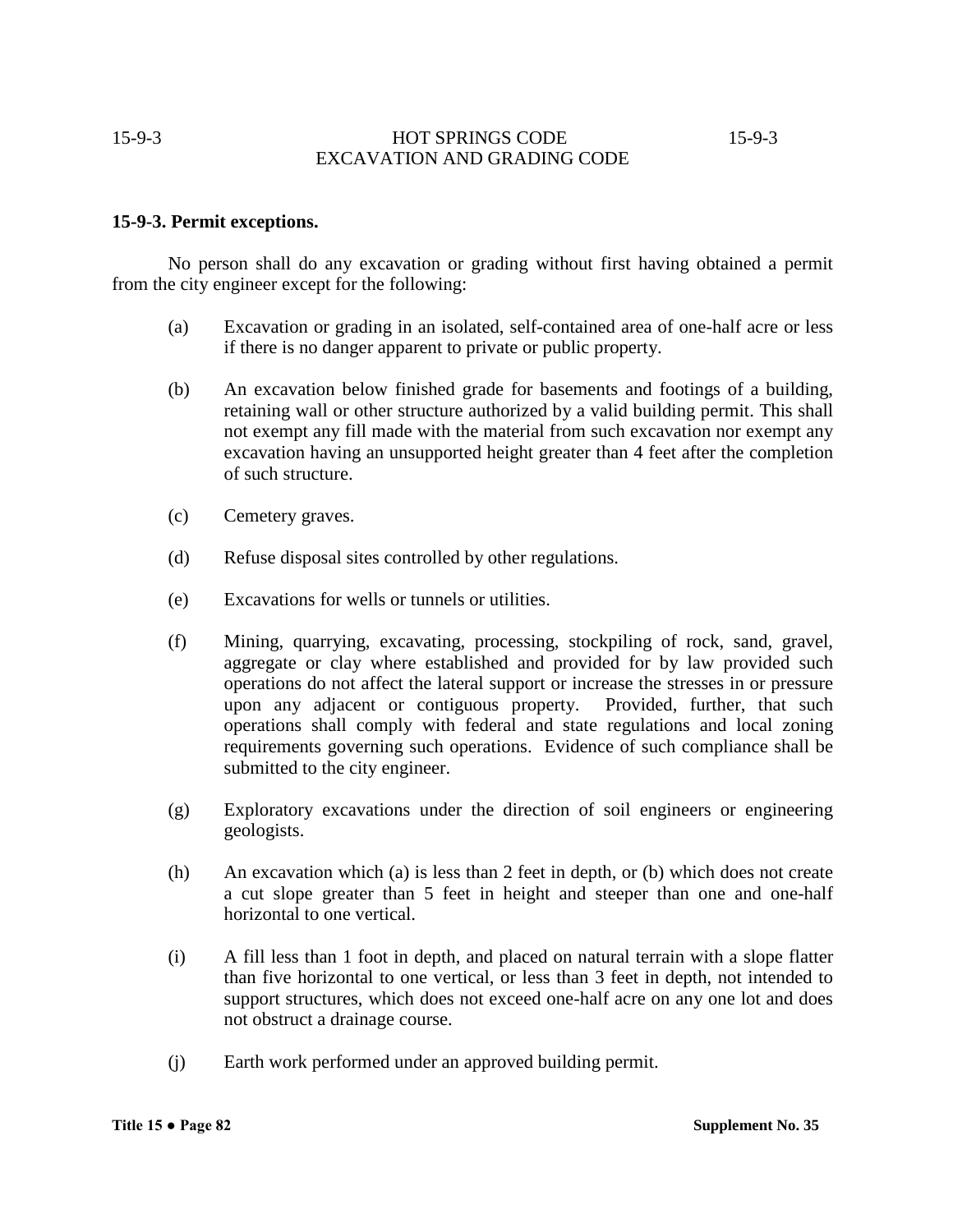### 15-9-3. Permit exceptions.

No person shall do any excavation or grading without first having obtained a permit from the city engineer except for the following:

(a) Excavation or grading in an isolated, self-contained area of one-half acre or less if there is no danger apparent to private or public property.

(b) An excavation below finished grade for basements and footings of a building, retaining wall or other structure authorized by a valid building permit. This shall not exempt any fill made with the material from such excavation nor exempt any excavation having an unsupported height greater than 4 feet after the completion of such structure.

(c) Cemetery graves.

(d) Refuse disposal sites controlled by other regulations.

(e) Excavations for wells or tunnels or utilities.

(f) Mining, quarrying, excavating, processing, stockpiling of rock, sand, gravel, aggregate or clay where established and provided for by law provided such operations do not affect the lateral support or increase the stresses in or pressure upon any adjacent or contiguous property. Provided, further, that such operations shall comply with federal and state regulations and local zoning requirements governing such operations. Evidence of such compliance shall be submitted to the city engineer.

(g) Exploratory excavations under the direction of soil engineers or engineering geologists.

(h) An excavation which (a) is less than 2 feet in depth, or (b) which does not create a cut slope greater than 5 feet in height and steeper than one and one-half horizontal to one vertical.

(i) A fill less than 1 foot in depth, and placed on natural terrain with a slope flatter than five horizontal to one vertical, or less than 3 feet in depth, not intended to support structures, which does not exceed one-half acre on any one lot and does not obstruct a drainage course.

(j) Earth work performed under an approved building permit.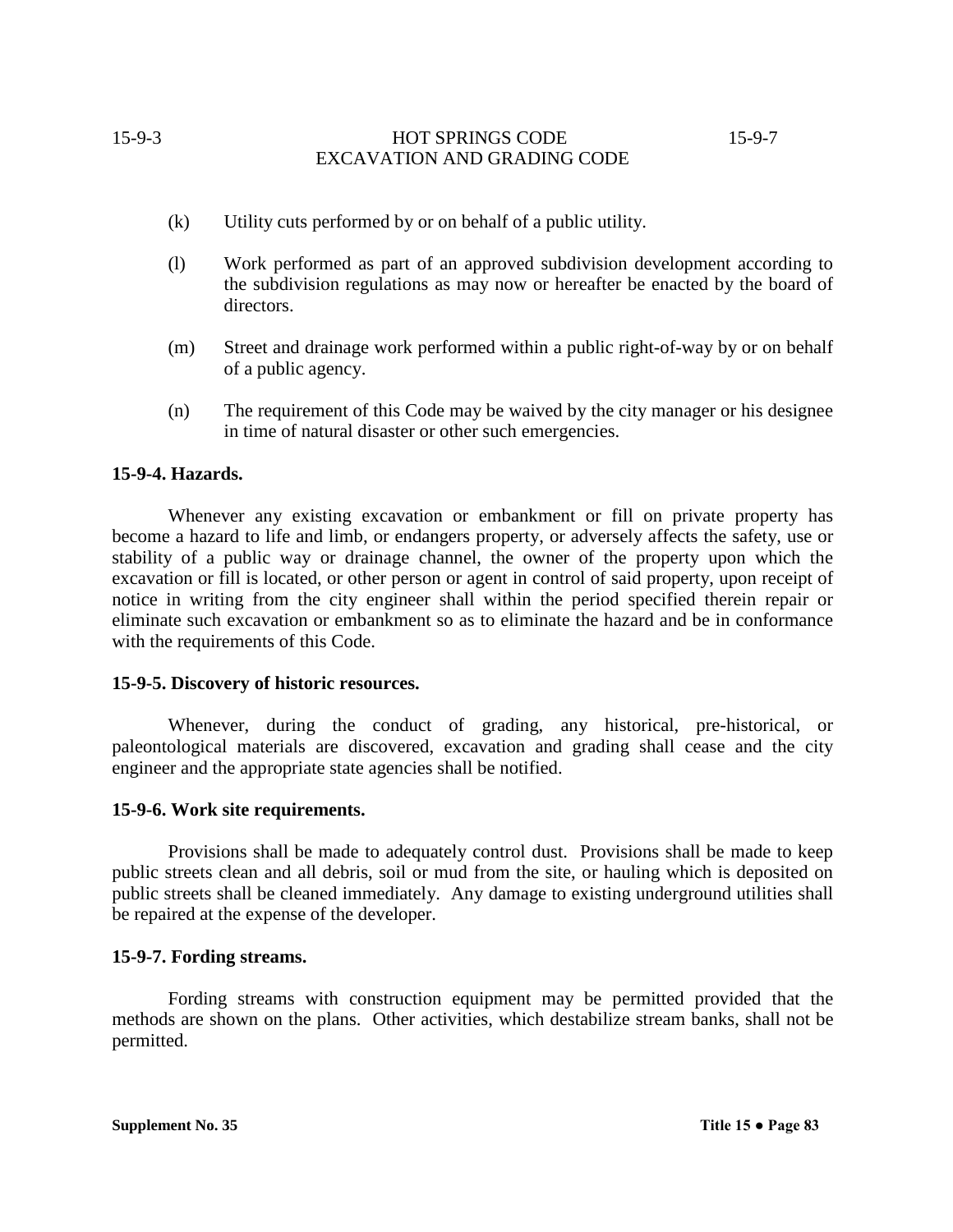(k) Utility cuts performed by or on behalf of a public utility.

(l) Work performed as part of an approved subdivision development according to the subdivision regulations as may now or hereafter be enacted by the board of directors.

(m) Street and drainage work performed within a public right-of-way by or on behalf of a public agency.

(n) The requirement of this Code may be waived by the city manager or his designee in time of natural disaster or other such emergencies.

**15-9-4. Hazards.**

Whenever any existing excavation or embankment or fill on private property has become a hazard to life and limb, or endangers property, or adversely affects the safety, use or stability of a public way or drainage channel, the owner of the property upon which the excavation or fill is located, or other person or agent in control of said property, upon receipt of notice in writing from the city engineer shall within the period specified therein repair or eliminate such excavation or embankment so as to eliminate the hazard and be in conformance with the requirements of this Code.

**15-9-5. Discovery of historic resources.**

Whenever, during the conduct of grading, any historical, pre-historical, or paleontological materials are discovered, excavation and grading shall cease and the city engineer and the appropriate state agencies shall be notified.

**15-9-6. Work site requirements.**

Provisions shall be made to adequately control dust. Provisions shall be made to keep public streets clean and all debris, soil or mud from the site, or hauling which is deposited on public streets shall be cleaned immediately. Any damage to existing underground utilities shall be repaired at the expense of the developer.

**15-9-7. Fording streams.**

Fording streams with construction equipment may be permitted provided that the methods are shown on the plans. Other activities, which destabilize stream banks, shall not be permitted.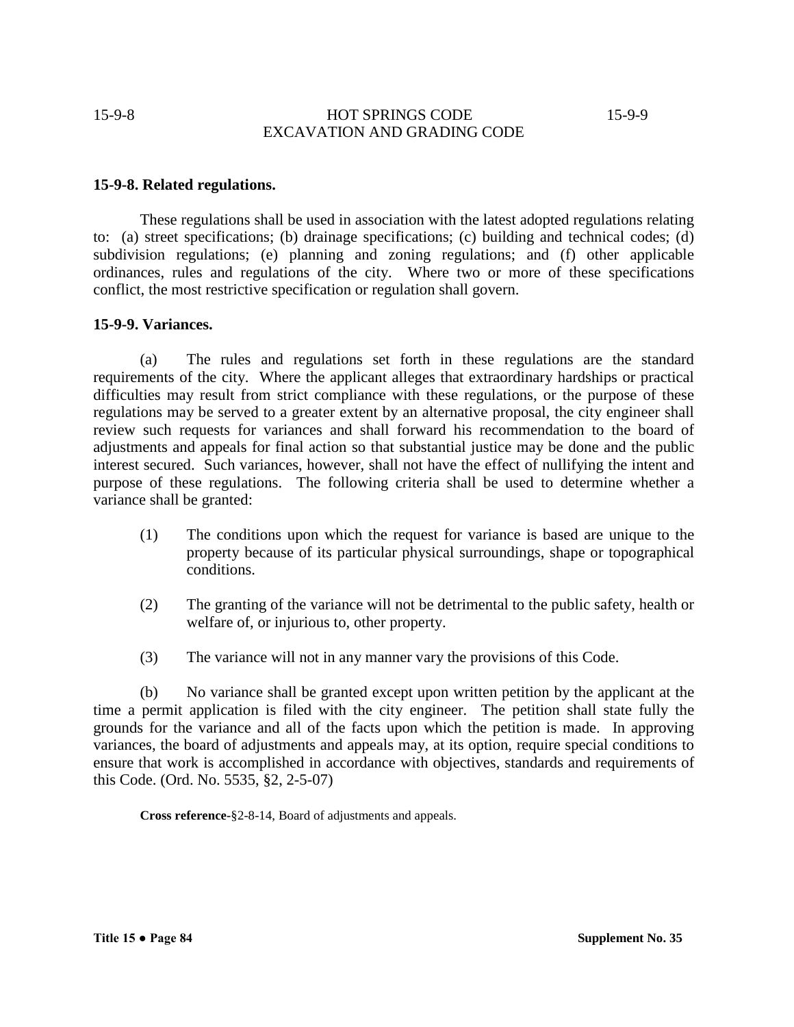### 15-9-8. Related regulations.

These regulations shall be used in association with the latest adopted regulations relating to: (a) street specifications; (b) drainage specifications; (c) building and technical codes; (d) subdivision regulations; (e) planning and zoning regulations; and (f) other applicable ordinances, rules and regulations of the city. Where two or more of these specifications conflict, the most restrictive specification or regulation shall govern.

### 15-9-9. Variances.

(a) The rules and regulations set forth in these regulations are the standard requirements of the city. Where the applicant alleges that extraordinary hardships or practical difficulties may result from strict compliance with these regulations, or the purpose of these regulations may be served to a greater extent by an alternative proposal, the city engineer shall review such requests for variances and shall forward his recommendation to the board of adjustments and appeals for final action so that substantial justice may be done and the public interest secured. Such variances, however, shall not have the effect of nullifying the intent and purpose of these regulations. The following criteria shall be used to determine whether a variance shall be granted:

(1) The conditions upon which the request for variance is based are unique to the property because of its particular physical surroundings, shape or topographical conditions.

(2) The granting of the variance will not be detrimental to the public safety, health or welfare of, or injurious to, other property.

(3) The variance will not in any manner vary the provisions of this Code.

(b) No variance shall be granted except upon written petition by the applicant at the time a permit application is filed with the city engineer. The petition shall state fully the grounds for the variance and all of the facts upon which the petition is made. In approving variances, the board of adjustments and appeals may, at its option, require special conditions to ensure that work is accomplished in accordance with objectives, standards and requirements of this Code. (Ord. No. 5535, §2, 2-5-07)

**Cross reference**-§2-8-14, Board of adjustments and appeals.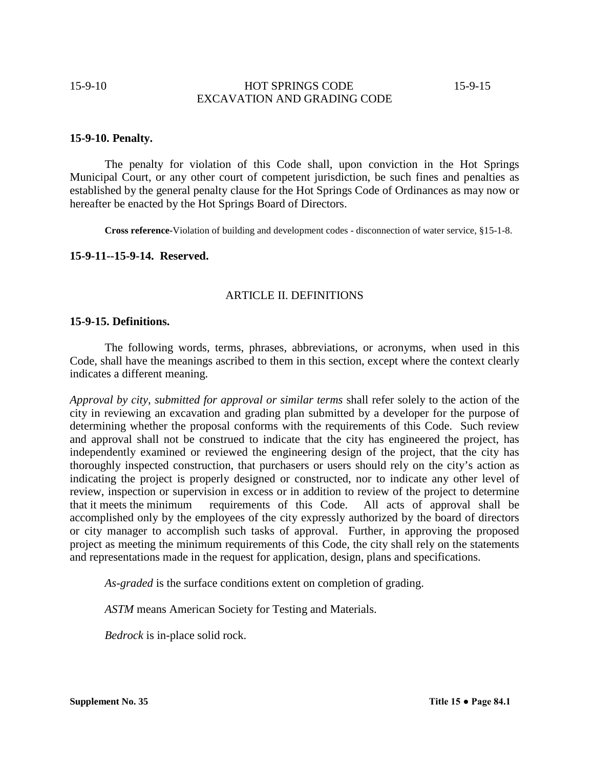### 15-9-10. Penalty.

The penalty for violation of this Code shall, upon conviction in the Hot Springs Municipal Court, or any other court of competent jurisdiction, be such fines and penalties as established by the general penalty clause for the Hot Springs Code of Ordinances as may now or hereafter be enacted by the Hot Springs Board of Directors.

**Cross reference**-Violation of building and development codes - disconnection of water service, §15-1-8.

### 15-9-11--15-9-14. Reserved.

## ARTICLE II. DEFINITIONS

### 15-9-15. Definitions.

The following words, terms, phrases, abbreviations, or acronyms, when used in this Code, shall have the meanings ascribed to them in this section, except where the context clearly indicates a different meaning.

*Approval by city, submitted for approval or similar terms* shall refer solely to the action of the city in reviewing an excavation and grading plan submitted by a developer for the purpose of determining whether the proposal conforms with the requirements of this Code. Such review and approval shall not be construed to indicate that the city has engineered the project, has independently examined or reviewed the engineering design of the project, that the city has thoroughly inspected construction, that purchasers or users should rely on the city's action as indicating the project is properly designed or constructed, nor to indicate any other level of review, inspection or supervision in excess or in addition to review of the project to determine that it meets the minimum requirements of this Code. All acts of approval shall be accomplished only by the employees of the city expressly authorized by the board of directors or city manager to accomplish such tasks of approval. Further, in approving the proposed project as meeting the minimum requirements of this Code, the city shall rely on the statements and representations made in the request for application, design, plans and specifications.

*As-graded* is the surface conditions extent on completion of grading.

*ASTM* means American Society for Testing and Materials.

*Bedrock* is in-place solid rock.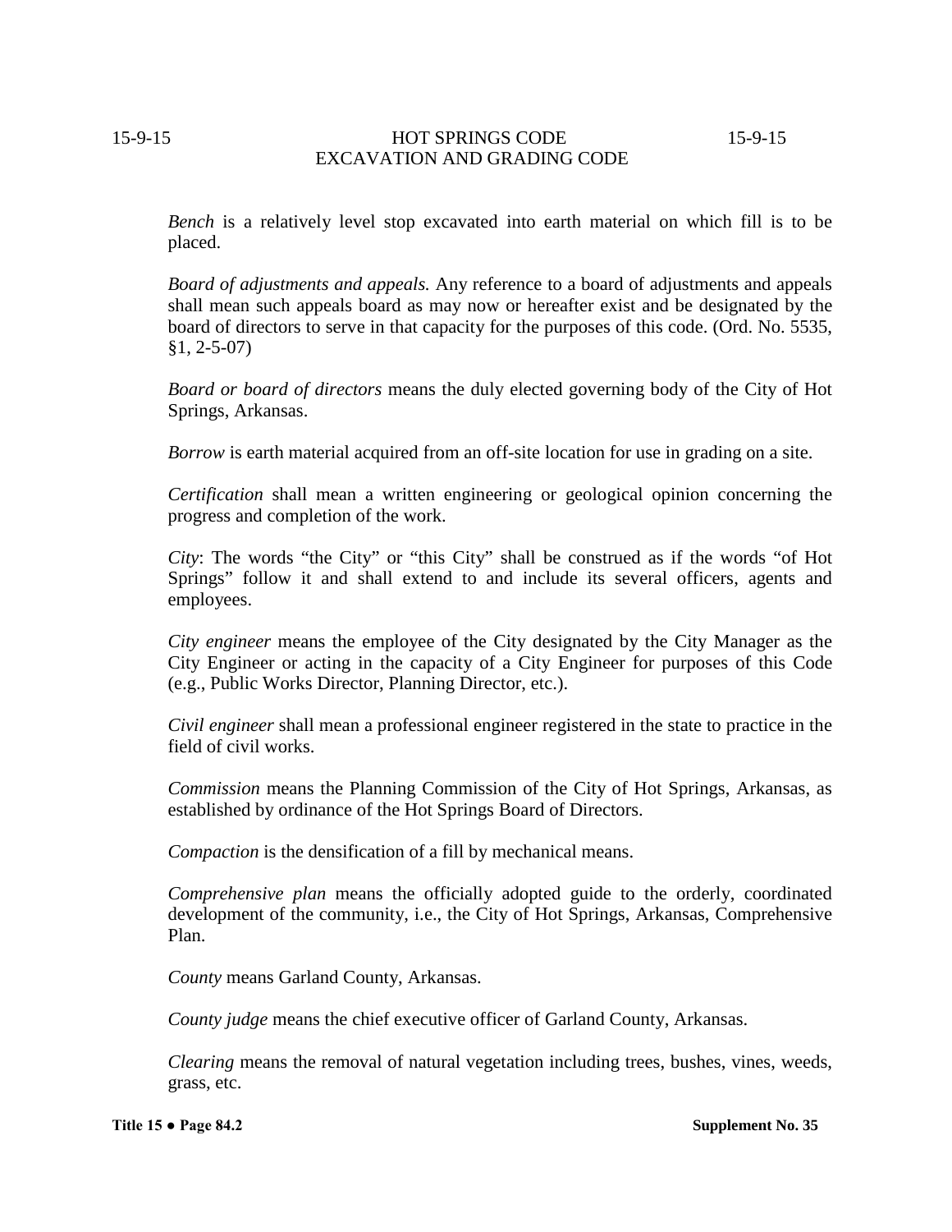*Bench* is a relatively level stop excavated into earth material on which fill is to be placed.

*Board of adjustments and appeals.* Any reference to a board of adjustments and appeals shall mean such appeals board as may now or hereafter exist and be designated by the board of directors to serve in that capacity for the purposes of this code. (Ord. No. 5535, §1, 2-5-07)

*Board or board of directors* means the duly elected governing body of the City of Hot Springs, Arkansas.

*Borrow* is earth material acquired from an off-site location for use in grading on a site.

*Certification* shall mean a written engineering or geological opinion concerning the progress and completion of the work.

*City*: The words "the City" or "this City" shall be construed as if the words "of Hot Springs" follow it and shall extend to and include its several officers, agents and employees.

*City engineer* means the employee of the City designated by the City Manager as the City Engineer or acting in the capacity of a City Engineer for purposes of this Code (e.g., Public Works Director, Planning Director, etc.).

*Civil engineer* shall mean a professional engineer registered in the state to practice in the field of civil works.

*Commission* means the Planning Commission of the City of Hot Springs, Arkansas, as established by ordinance of the Hot Springs Board of Directors.

*Compaction* is the densification of a fill by mechanical means.

*Comprehensive plan* means the officially adopted guide to the orderly, coordinated development of the community, i.e., the City of Hot Springs, Arkansas, Comprehensive Plan.

*County* means Garland County, Arkansas.

*County judge* means the chief executive officer of Garland County, Arkansas.

*Clearing* means the removal of natural vegetation including trees, bushes, vines, weeds, grass, etc.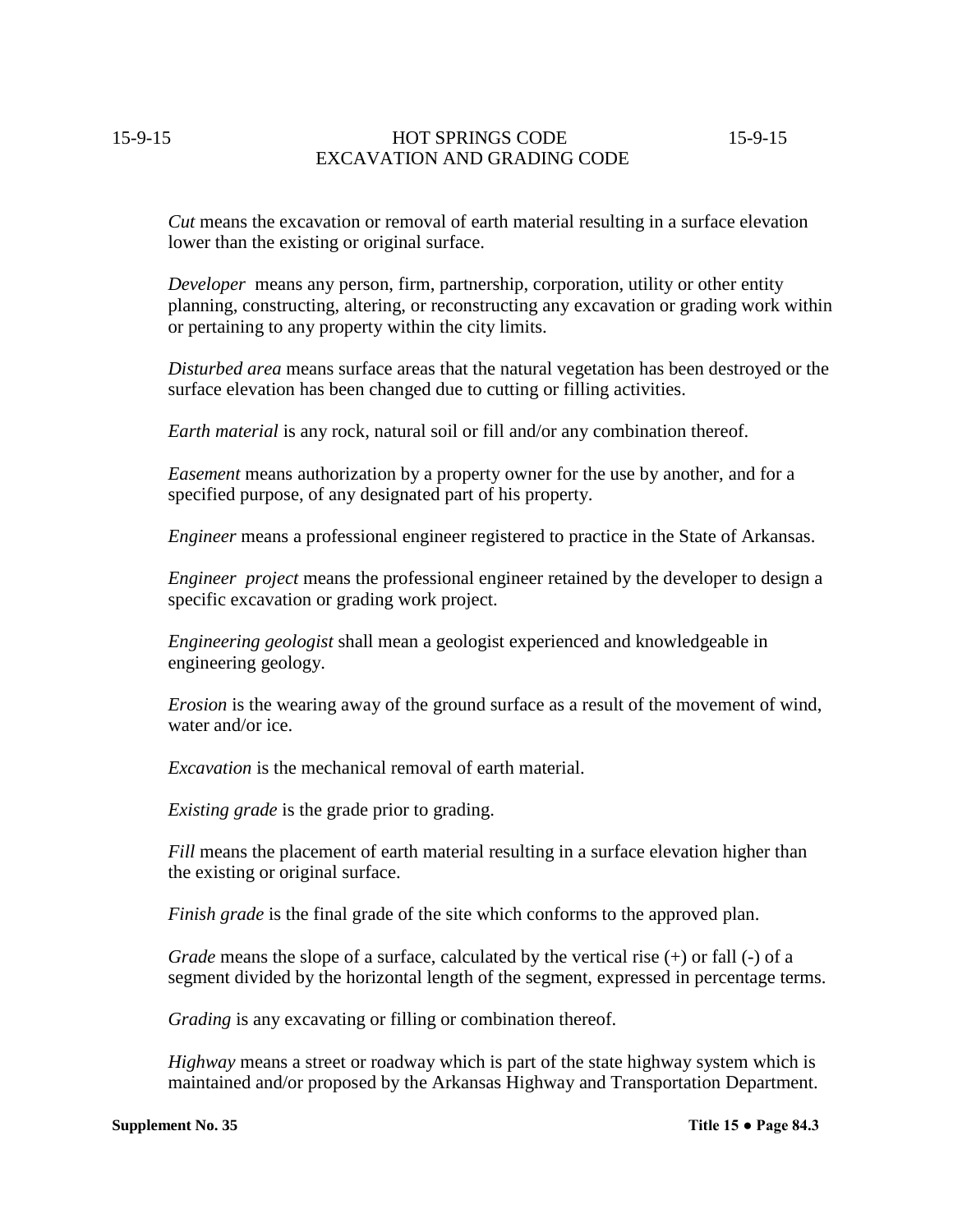*Cut* means the excavation or removal of earth material resulting in a surface elevation lower than the existing or original surface.

*Developer* means any person, firm, partnership, corporation, utility or other entity planning, constructing, altering, or reconstructing any excavation or grading work within or pertaining to any property within the city limits.

*Disturbed area* means surface areas that the natural vegetation has been destroyed or the surface elevation has been changed due to cutting or filling activities.

*Earth material* is any rock, natural soil or fill and/or any combination thereof.

*Easement* means authorization by a property owner for the use by another, and for a specified purpose, of any designated part of his property.

*Engineer* means a professional engineer registered to practice in the State of Arkansas.

*Engineer project* means the professional engineer retained by the developer to design a specific excavation or grading work project.

*Engineering geologist* shall mean a geologist experienced and knowledgeable in engineering geology.

*Erosion* is the wearing away of the ground surface as a result of the movement of wind, water and/or ice.

*Excavation* is the mechanical removal of earth material.

*Existing grade* is the grade prior to grading.

*Fill* means the placement of earth material resulting in a surface elevation higher than the existing or original surface.

*Finish grade* is the final grade of the site which conforms to the approved plan.

*Grade* means the slope of a surface, calculated by the vertical rise (+) or fall (-) of a segment divided by the horizontal length of the segment, expressed in percentage terms.

*Grading* is any excavating or filling or combination thereof.

*Highway* means a street or roadway which is part of the state highway system which is maintained and/or proposed by the Arkansas Highway and Transportation Department.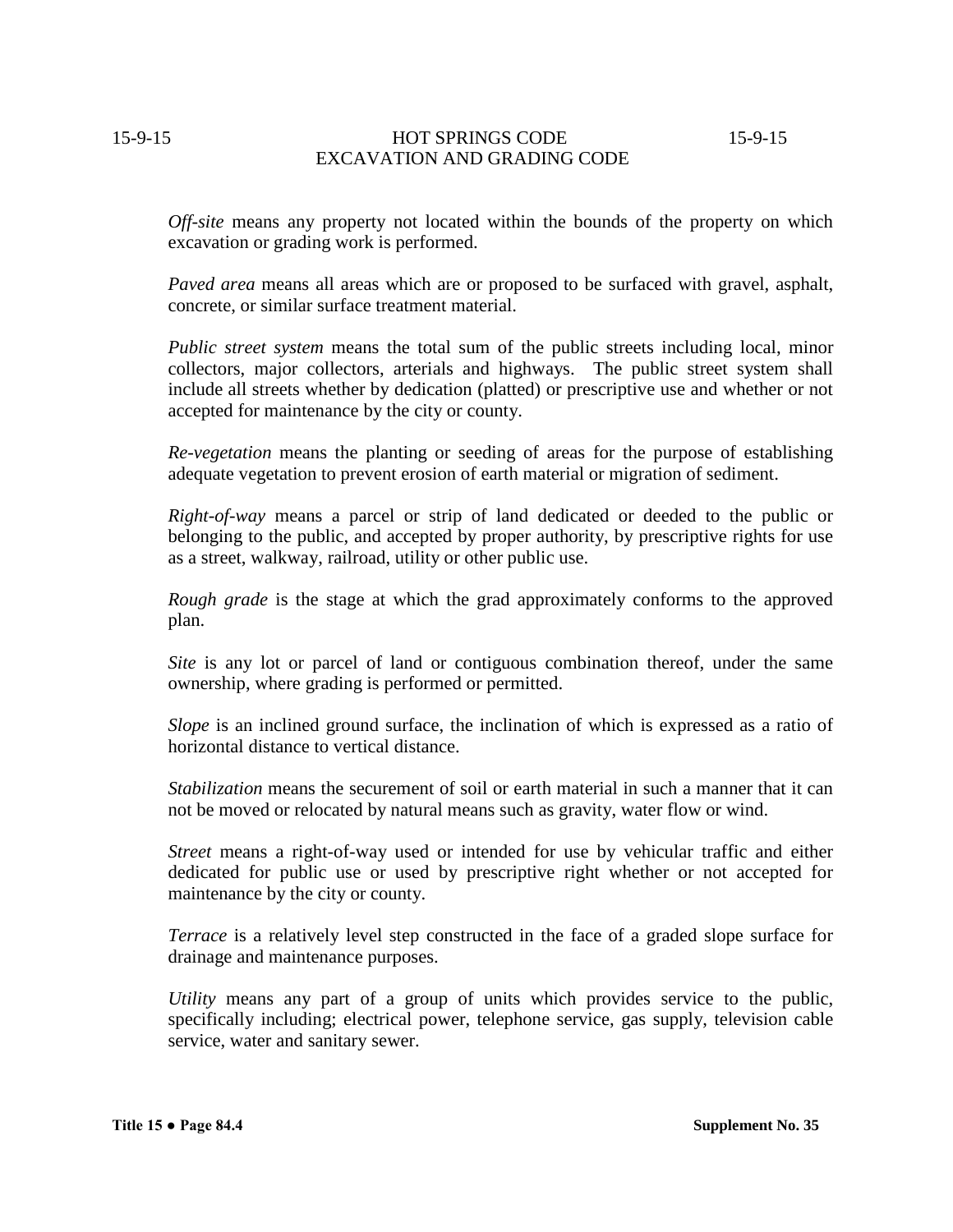*Off-site* means any property not located within the bounds of the property on which excavation or grading work is performed.

*Paved area* means all areas which are or proposed to be surfaced with gravel, asphalt, concrete, or similar surface treatment material.

*Public street system* means the total sum of the public streets including local, minor collectors, major collectors, arterials and highways. The public street system shall include all streets whether by dedication (platted) or prescriptive use and whether or not accepted for maintenance by the city or county.

*Re-vegetation* means the planting or seeding of areas for the purpose of establishing adequate vegetation to prevent erosion of earth material or migration of sediment.

*Right-of-way* means a parcel or strip of land dedicated or deeded to the public or belonging to the public, and accepted by proper authority, by prescriptive rights for use as a street, walkway, railroad, utility or other public use.

*Rough grade* is the stage at which the grad approximately conforms to the approved plan.

*Site* is any lot or parcel of land or contiguous combination thereof, under the same ownership, where grading is performed or permitted.

*Slope* is an inclined ground surface, the inclination of which is expressed as a ratio of horizontal distance to vertical distance.

*Stabilization* means the securement of soil or earth material in such a manner that it can not be moved or relocated by natural means such as gravity, water flow or wind.

*Street* means a right-of-way used or intended for use by vehicular traffic and either dedicated for public use or used by prescriptive right whether or not accepted for maintenance by the city or county.

*Terrace* is a relatively level step constructed in the face of a graded slope surface for drainage and maintenance purposes.

*Utility* means any part of a group of units which provides service to the public, specifically including; electrical power, telephone service, gas supply, television cable service, water and sanitary sewer.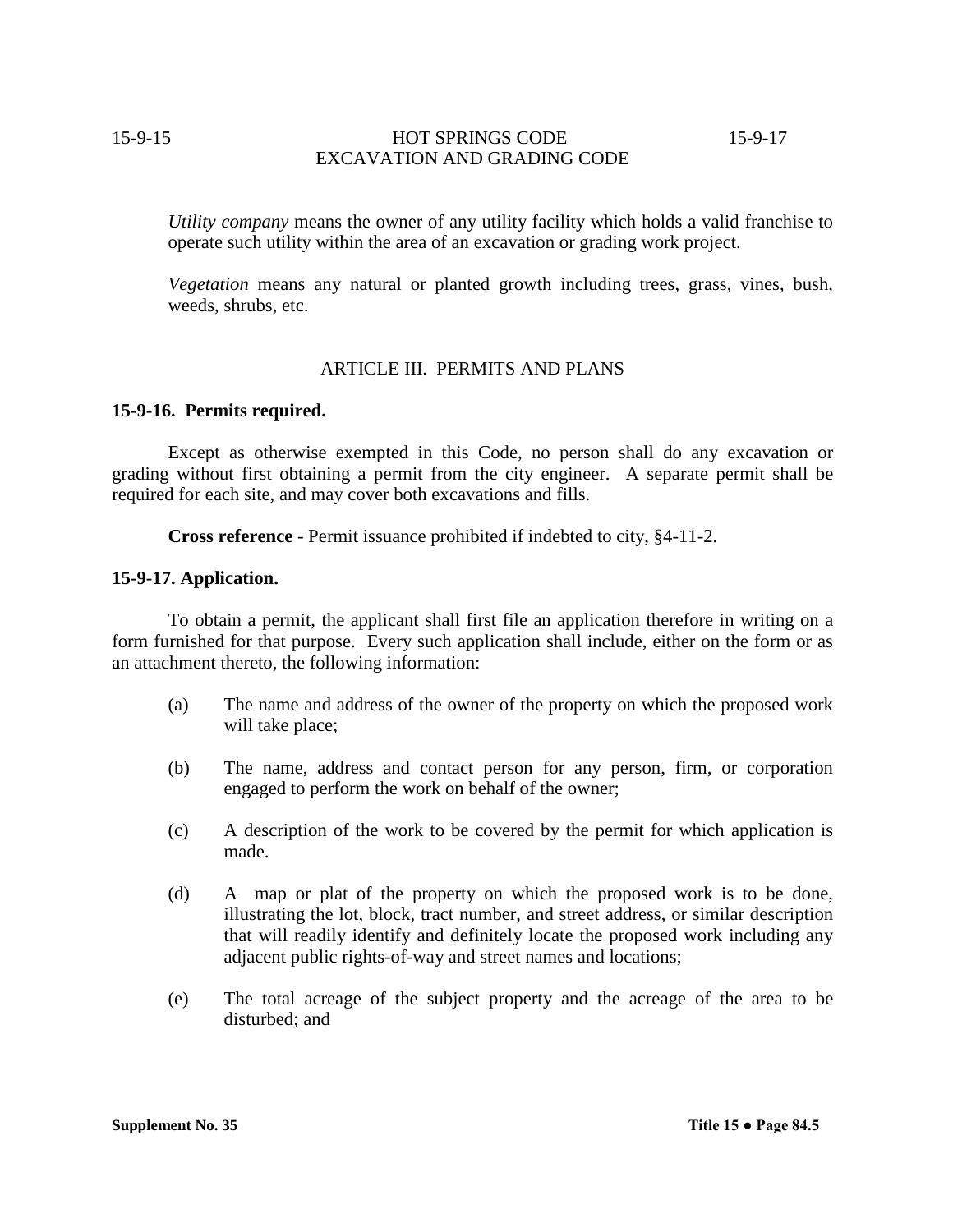*Utility company* means the owner of any utility facility which holds a valid franchise to operate such utility within the area of an excavation or grading work project.

*Vegetation* means any natural or planted growth including trees, grass, vines, bush, weeds, shrubs, etc.

## ARTICLE III. PERMITS AND PLANS

### 15-9-16. Permits required.

Except as otherwise exempted in this Code, no person shall do any excavation or grading without first obtaining a permit from the city engineer. A separate permit shall be required for each site, and may cover both excavations and fills.

**Cross reference** - Permit issuance prohibited if indebted to city, §4-11-2.

### 15-9-17. Application.

To obtain a permit, the applicant shall first file an application therefore in writing on a form furnished for that purpose. Every such application shall include, either on the form or as an attachment thereto, the following information:

(a) The name and address of the owner of the property on which the proposed work will take place;

(b) The name, address and contact person for any person, firm, or corporation engaged to perform the work on behalf of the owner;

(c) A description of the work to be covered by the permit for which application is made.

(d) A map or plat of the property on which the proposed work is to be done, illustrating the lot, block, tract number, and street address, or similar description that will readily identify and definitely locate the proposed work including any adjacent public rights-of-way and street names and locations;

(e) The total acreage of the subject property and the acreage of the area to be disturbed; and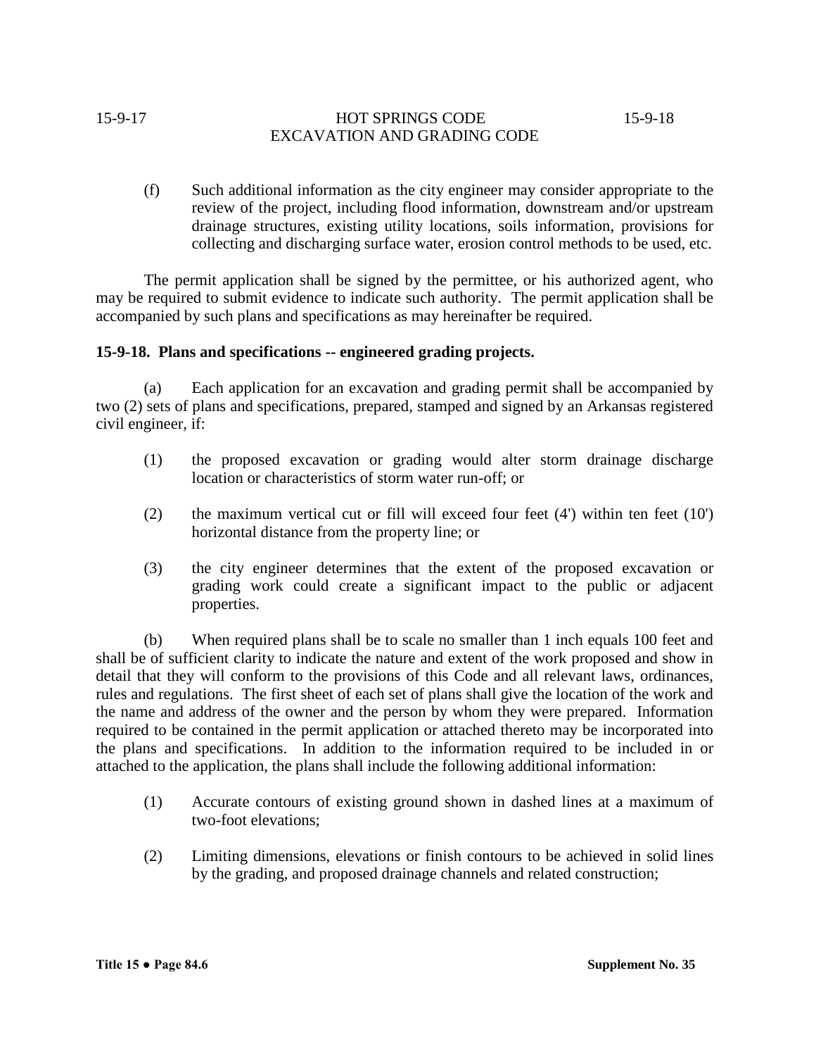(f) Such additional information as the city engineer may consider appropriate to the review of the project, including flood information, downstream and/or upstream drainage structures, existing utility locations, soils information, provisions for collecting and discharging surface water, erosion control methods to be used, etc.

The permit application shall be signed by the permittee, or his authorized agent, who may be required to submit evidence to indicate such authority. The permit application shall be accompanied by such plans and specifications as may hereinafter be required.

**15-9-18. Plans and specifications -- engineered grading projects.**

(a) Each application for an excavation and grading permit shall be accompanied by two (2) sets of plans and specifications, prepared, stamped and signed by an Arkansas registered civil engineer, if:

(1) the proposed excavation or grading would alter storm drainage discharge location or characteristics of storm water run-off; or

(2) the maximum vertical cut or fill will exceed four feet (4') within ten feet (10') horizontal distance from the property line; or

(3) the city engineer determines that the extent of the proposed excavation or grading work could create a significant impact to the public or adjacent properties.

(b) When required plans shall be to scale no smaller than 1 inch equals 100 feet and shall be of sufficient clarity to indicate the nature and extent of the work proposed and show in detail that they will conform to the provisions of this Code and all relevant laws, ordinances, rules and regulations. The first sheet of each set of plans shall give the location of the work and the name and address of the owner and the person by whom they were prepared. Information required to be contained in the permit application or attached thereto may be incorporated into the plans and specifications. In addition to the information required to be included in or attached to the application, the plans shall include the following additional information:

(1) Accurate contours of existing ground shown in dashed lines at a maximum of two-foot elevations;

(2) Limiting dimensions, elevations or finish contours to be achieved in solid lines by the grading, and proposed drainage channels and related construction;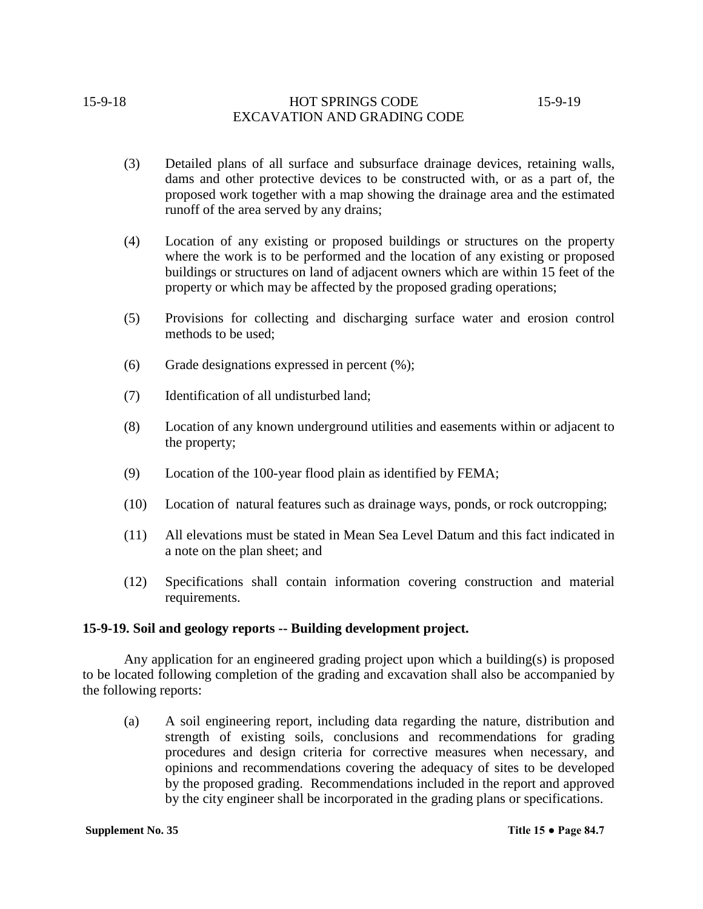(3) Detailed plans of all surface and subsurface drainage devices, retaining walls, dams and other protective devices to be constructed with, or as a part of, the proposed work together with a map showing the drainage area and the estimated runoff of the area served by any drains;

(4) Location of any existing or proposed buildings or structures on the property where the work is to be performed and the location of any existing or proposed buildings or structures on land of adjacent owners which are within 15 feet of the property or which may be affected by the proposed grading operations;

(5) Provisions for collecting and discharging surface water and erosion control methods to be used;

(6) Grade designations expressed in percent (%);

(7) Identification of all undisturbed land;

(8) Location of any known underground utilities and easements within or adjacent to the property;

(9) Location of the 100-year flood plain as identified by FEMA;

(10) Location of natural features such as drainage ways, ponds, or rock outcropping;

(11) All elevations must be stated in Mean Sea Level Datum and this fact indicated in a note on the plan sheet; and

(12) Specifications shall contain information covering construction and material requirements.

**15-9-19. Soil and geology reports -- Building development project.**

Any application for an engineered grading project upon which a building(s) is proposed to be located following completion of the grading and excavation shall also be accompanied by the following reports:

(a) A soil engineering report, including data regarding the nature, distribution and strength of existing soils, conclusions and recommendations for grading procedures and design criteria for corrective measures when necessary, and opinions and recommendations covering the adequacy of sites to be developed by the proposed grading. Recommendations included in the report and approved by the city engineer shall be incorporated in the grading plans or specifications.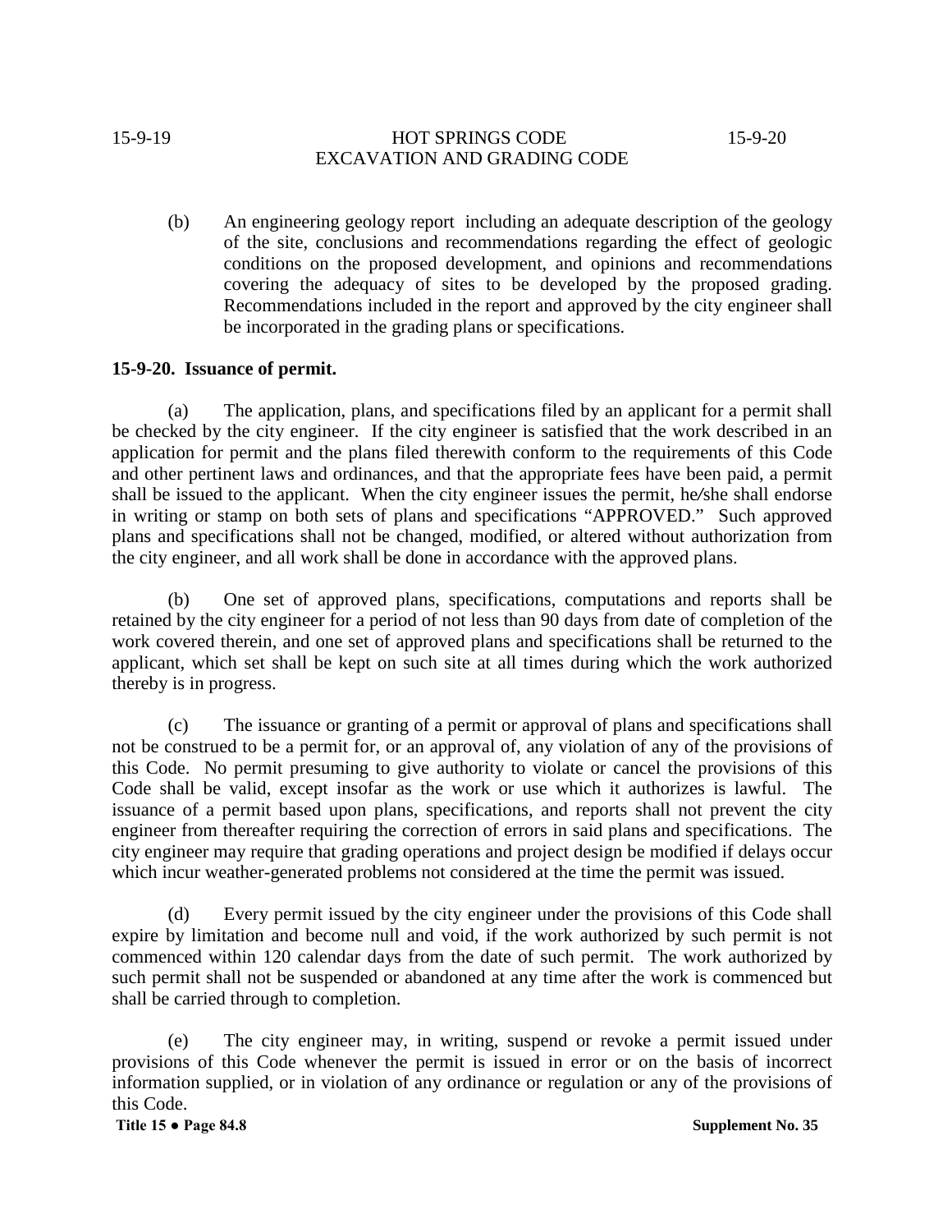(b) An engineering geology report including an adequate description of the geology of the site, conclusions and recommendations regarding the effect of geologic conditions on the proposed development, and opinions and recommendations covering the adequacy of sites to be developed by the proposed grading. Recommendations included in the report and approved by the city engineer shall be incorporated in the grading plans or specifications.

**15-9-20. Issuance of permit.**

(a) The application, plans, and specifications filed by an applicant for a permit shall be checked by the city engineer. If the city engineer is satisfied that the work described in an application for permit and the plans filed therewith conform to the requirements of this Code and other pertinent laws and ordinances, and that the appropriate fees have been paid, a permit shall be issued to the applicant. When the city engineer issues the permit, he/she shall endorse in writing or stamp on both sets of plans and specifications "APPROVED." Such approved plans and specifications shall not be changed, modified, or altered without authorization from the city engineer, and all work shall be done in accordance with the approved plans.

(b) One set of approved plans, specifications, computations and reports shall be retained by the city engineer for a period of not less than 90 days from date of completion of the work covered therein, and one set of approved plans and specifications shall be returned to the applicant, which set shall be kept on such site at all times during which the work authorized thereby is in progress.

(c) The issuance or granting of a permit or approval of plans and specifications shall not be construed to be a permit for, or an approval of, any violation of any of the provisions of this Code. No permit presuming to give authority to violate or cancel the provisions of this Code shall be valid, except insofar as the work or use which it authorizes is lawful. The issuance of a permit based upon plans, specifications, and reports shall not prevent the city engineer from thereafter requiring the correction of errors in said plans and specifications. The city engineer may require that grading operations and project design be modified if delays occur which incur weather-generated problems not considered at the time the permit was issued.

(d) Every permit issued by the city engineer under the provisions of this Code shall expire by limitation and become null and void, if the work authorized by such permit is not commenced within 120 calendar days from the date of such permit. The work authorized by such permit shall not be suspended or abandoned at any time after the work is commenced but shall be carried through to completion.

(e) The city engineer may, in writing, suspend or revoke a permit issued under provisions of this Code whenever the permit is issued in error or on the basis of incorrect information supplied, or in violation of any ordinance or regulation or any of the provisions of this Code.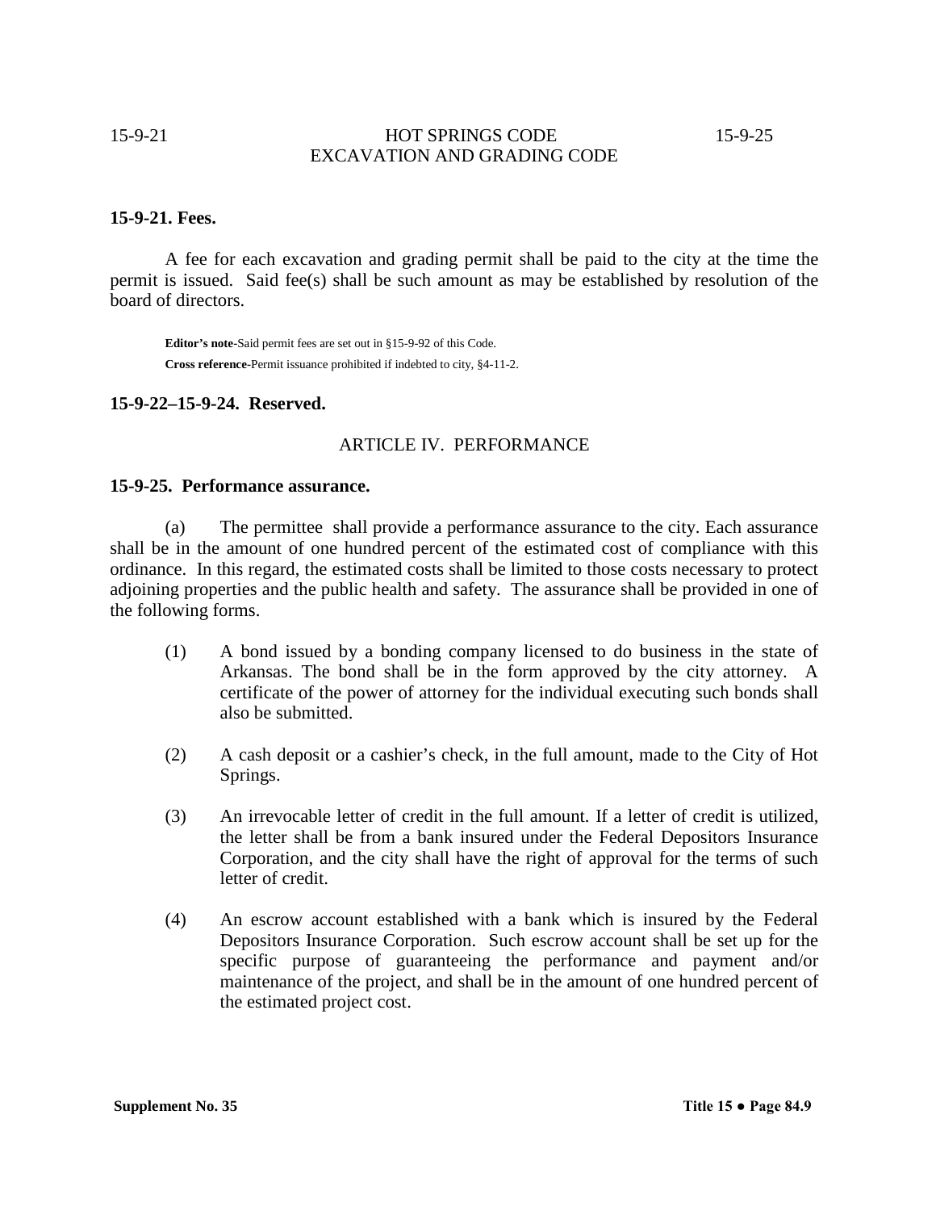**15-9-21. Fees.**

A fee for each excavation and grading permit shall be paid to the city at the time the permit is issued. Said fee(s) shall be such amount as may be established by resolution of the board of directors.

**Editor's note-**Said permit fees are set out in §15-9-92 of this Code.

**Cross reference-**Permit issuance prohibited if indebted to city, §4-11-2.

**15-9-22–15-9-24. Reserved.**

ARTICLE IV. PERFORMANCE

**15-9-25. Performance assurance.**

(a) The permittee shall provide a performance assurance to the city. Each assurance shall be in the amount of one hundred percent of the estimated cost of compliance with this ordinance. In this regard, the estimated costs shall be limited to those costs necessary to protect adjoining properties and the public health and safety. The assurance shall be provided in one of the following forms.

(1) A bond issued by a bonding company licensed to do business in the state of Arkansas. The bond shall be in the form approved by the city attorney. A certificate of the power of attorney for the individual executing such bonds shall also be submitted.

(2) A cash deposit or a cashier's check, in the full amount, made to the City of Hot Springs.

(3) An irrevocable letter of credit in the full amount. If a letter of credit is utilized, the letter shall be from a bank insured under the Federal Depositors Insurance Corporation, and the city shall have the right of approval for the terms of such letter of credit.

(4) An escrow account established with a bank which is insured by the Federal Depositors Insurance Corporation. Such escrow account shall be set up for the specific purpose of guaranteeing the performance and payment and/or maintenance of the project, and shall be in the amount of one hundred percent of the estimated project cost.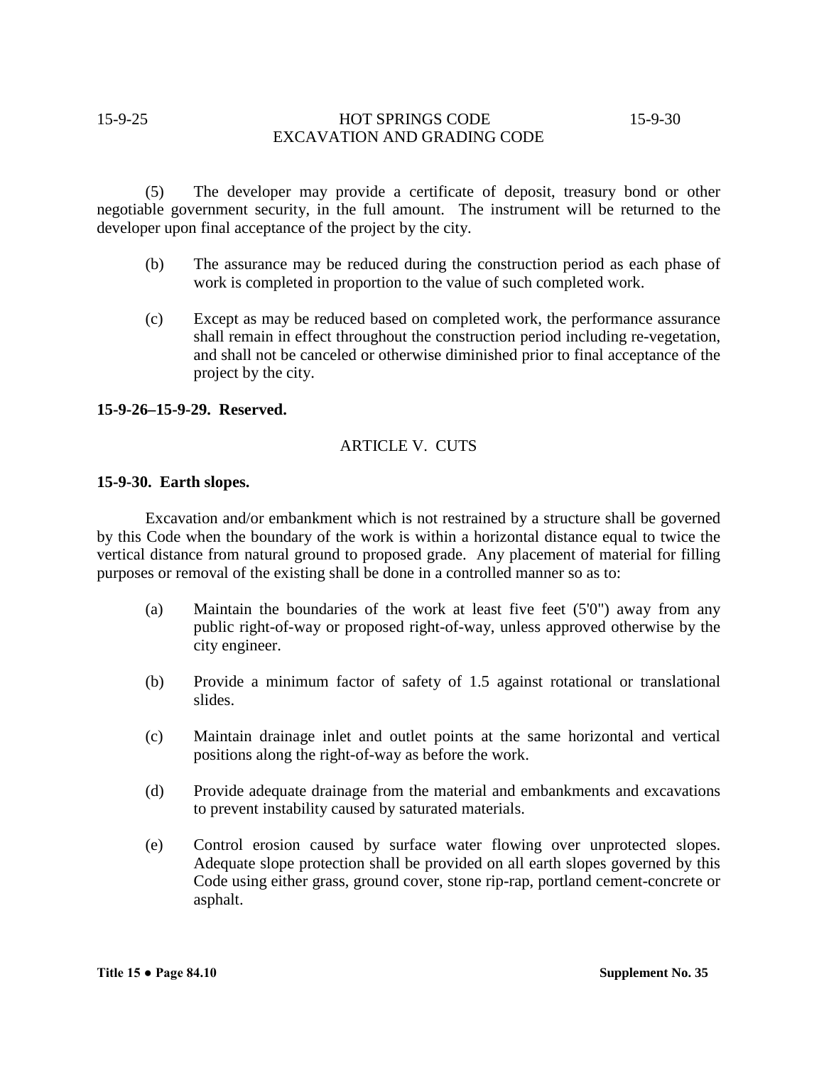(5) The developer may provide a certificate of deposit, treasury bond or other negotiable government security, in the full amount. The instrument will be returned to the developer upon final acceptance of the project by the city.

(b) The assurance may be reduced during the construction period as each phase of work is completed in proportion to the value of such completed work.

(c) Except as may be reduced based on completed work, the performance assurance shall remain in effect throughout the construction period including re-vegetation, and shall not be canceled or otherwise diminished prior to final acceptance of the project by the city.

**15-9-26–15-9-29. Reserved.**

## ARTICLE V. CUTS

**15-9-30. Earth slopes.**

Excavation and/or embankment which is not restrained by a structure shall be governed by this Code when the boundary of the work is within a horizontal distance equal to twice the vertical distance from natural ground to proposed grade. Any placement of material for filling purposes or removal of the existing shall be done in a controlled manner so as to:

(a) Maintain the boundaries of the work at least five feet (5'0") away from any public right-of-way or proposed right-of-way, unless approved otherwise by the city engineer.

(b) Provide a minimum factor of safety of 1.5 against rotational or translational slides.

(c) Maintain drainage inlet and outlet points at the same horizontal and vertical positions along the right-of-way as before the work.

(d) Provide adequate drainage from the material and embankments and excavations to prevent instability caused by saturated materials.

(e) Control erosion caused by surface water flowing over unprotected slopes. Adequate slope protection shall be provided on all earth slopes governed by this Code using either grass, ground cover, stone rip-rap, portland cement-concrete or asphalt.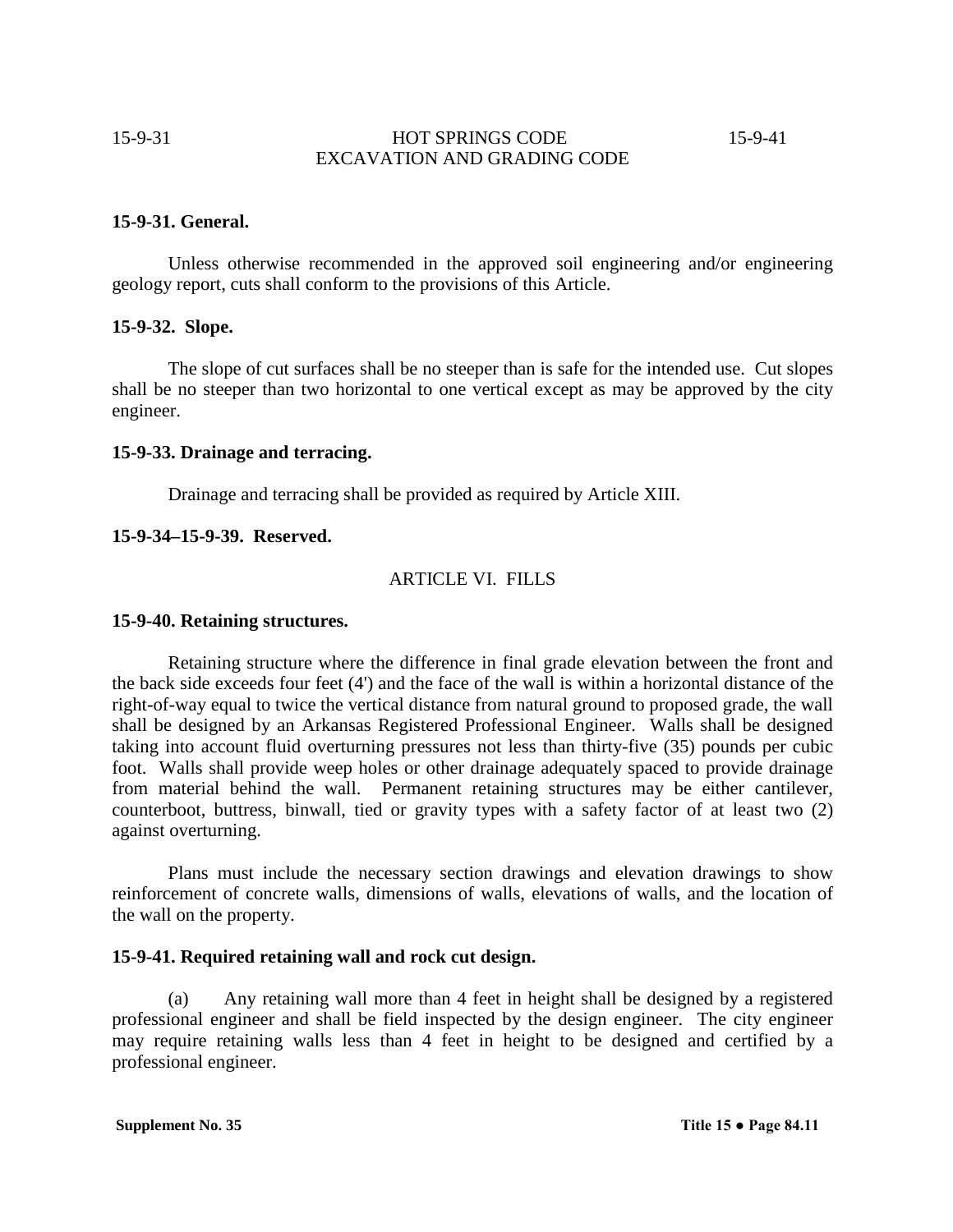### 15-9-31. General.

Unless otherwise recommended in the approved soil engineering and/or engineering geology report, cuts shall conform to the provisions of this Article.

### 15-9-32. Slope.

The slope of cut surfaces shall be no steeper than is safe for the intended use. Cut slopes shall be no steeper than two horizontal to one vertical except as may be approved by the city engineer.

### 15-9-33. Drainage and terracing.

Drainage and terracing shall be provided as required by Article XIII.

### 15-9-34–15-9-39. Reserved.

## ARTICLE VI. FILLS

### 15-9-40. Retaining structures.

Retaining structure where the difference in final grade elevation between the front and the back side exceeds four feet (4') and the face of the wall is within a horizontal distance of the right-of-way equal to twice the vertical distance from natural ground to proposed grade, the wall shall be designed by an Arkansas Registered Professional Engineer. Walls shall be designed taking into account fluid overturning pressures not less than thirty-five (35) pounds per cubic foot. Walls shall provide weep holes or other drainage adequately spaced to provide drainage from material behind the wall. Permanent retaining structures may be either cantilever, counterboot, buttress, binwall, tied or gravity types with a safety factor of at least two (2) against overturning.

Plans must include the necessary section drawings and elevation drawings to show reinforcement of concrete walls, dimensions of walls, elevations of walls, and the location of the wall on the property.

### 15-9-41. Required retaining wall and rock cut design.

(a) Any retaining wall more than 4 feet in height shall be designed by a registered professional engineer and shall be field inspected by the design engineer. The city engineer may require retaining walls less than 4 feet in height to be designed and certified by a professional engineer.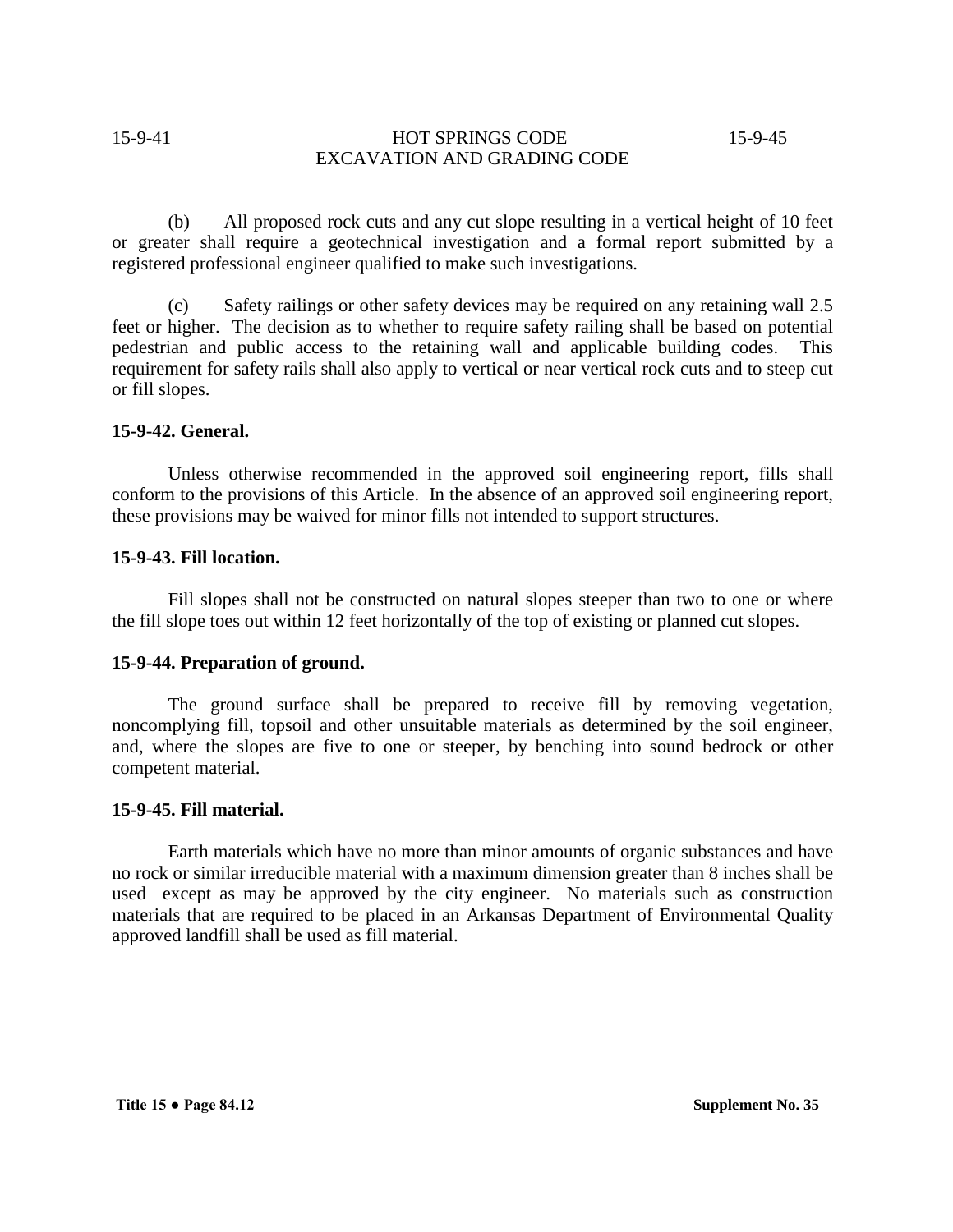(b) All proposed rock cuts and any cut slope resulting in a vertical height of 10 feet or greater shall require a geotechnical investigation and a formal report submitted by a registered professional engineer qualified to make such investigations.

(c) Safety railings or other safety devices may be required on any retaining wall 2.5 feet or higher. The decision as to whether to require safety railing shall be based on potential pedestrian and public access to the retaining wall and applicable building codes. This requirement for safety rails shall also apply to vertical or near vertical rock cuts and to steep cut or fill slopes.

**15-9-42. General.**

Unless otherwise recommended in the approved soil engineering report, fills shall conform to the provisions of this Article. In the absence of an approved soil engineering report, these provisions may be waived for minor fills not intended to support structures.

**15-9-43. Fill location.**

Fill slopes shall not be constructed on natural slopes steeper than two to one or where the fill slope toes out within 12 feet horizontally of the top of existing or planned cut slopes.

**15-9-44. Preparation of ground.**

The ground surface shall be prepared to receive fill by removing vegetation, noncomplying fill, topsoil and other unsuitable materials as determined by the soil engineer, and, where the slopes are five to one or steeper, by benching into sound bedrock or other competent material.

**15-9-45. Fill material.**

Earth materials which have no more than minor amounts of organic substances and have no rock or similar irreducible material with a maximum dimension greater than 8 inches shall be used except as may be approved by the city engineer. No materials such as construction materials that are required to be placed in an Arkansas Department of Environmental Quality approved landfill shall be used as fill material.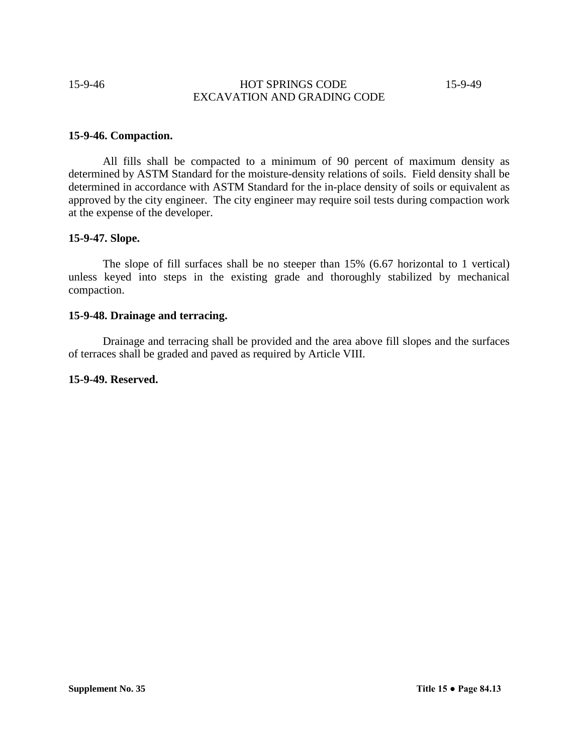**15-9-46. Compaction.**

All fills shall be compacted to a minimum of 90 percent of maximum density as determined by ASTM Standard for the moisture-density relations of soils. Field density shall be determined in accordance with ASTM Standard for the in-place density of soils or equivalent as approved by the city engineer. The city engineer may require soil tests during compaction work at the expense of the developer.

**15-9-47. Slope.**

The slope of fill surfaces shall be no steeper than 15% (6.67 horizontal to 1 vertical) unless keyed into steps in the existing grade and thoroughly stabilized by mechanical compaction.

**15-9-48. Drainage and terracing.**

Drainage and terracing shall be provided and the area above fill slopes and the surfaces of terraces shall be graded and paved as required by Article VIII.

**15-9-49. Reserved.**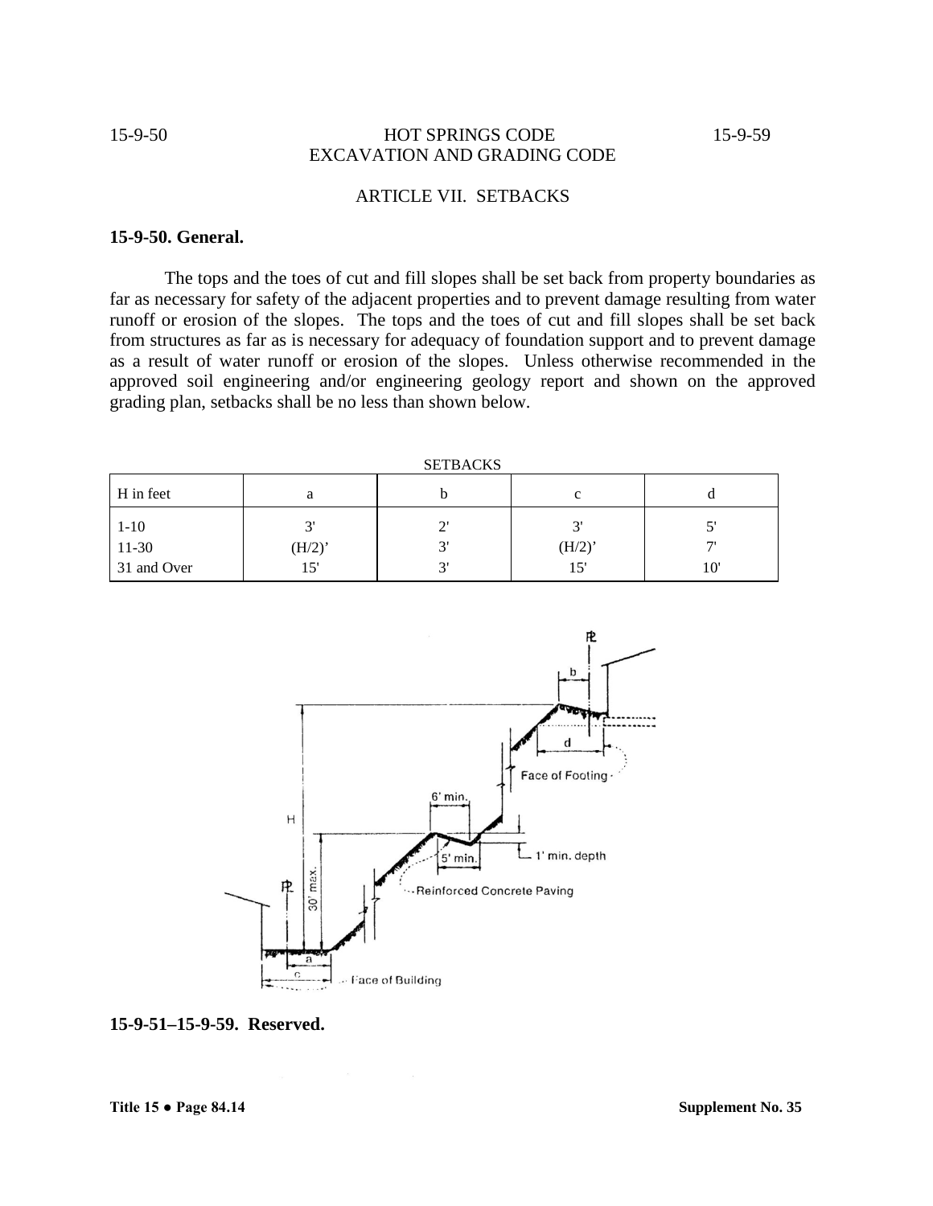## ARTICLE VII. SETBACKS

### 15-9-50. General.

The tops and the toes of cut and fill slopes shall be set back from property boundaries as far as necessary for safety of the adjacent properties and to prevent damage resulting from water runoff or erosion of the slopes. The tops and the toes of cut and fill slopes shall be set back from structures as far as is necessary for adequacy of foundation support and to prevent damage as a result of water runoff or erosion of the slopes. Unless otherwise recommended in the approved soil engineering and/or engineering geology report and shown on the approved grading plan, setbacks shall be no less than shown below.

SETBACKS

| H in feet | a | b | c | d |
|---|---|---|---|---|
| 1-10 | 3' | 2' | 3' | 5' |
| 11-30 | (H/2)’ | 3' | (H/2)’ | 7' |
| 31 and Over | 15' | 3' | 15' | 10' |

### 15-9-51–15-9-59. Reserved.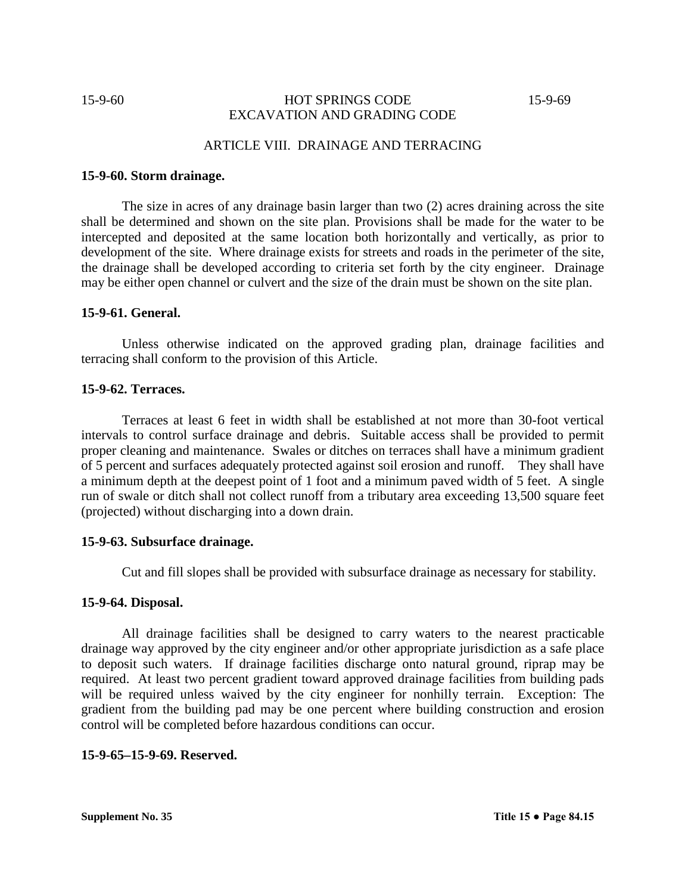## ARTICLE VIII. DRAINAGE AND TERRACING

**15-9-60. Storm drainage.**

The size in acres of any drainage basin larger than two (2) acres draining across the site shall be determined and shown on the site plan. Provisions shall be made for the water to be intercepted and deposited at the same location both horizontally and vertically, as prior to development of the site. Where drainage exists for streets and roads in the perimeter of the site, the drainage shall be developed according to criteria set forth by the city engineer. Drainage may be either open channel or culvert and the size of the drain must be shown on the site plan.

**15-9-61. General.**

Unless otherwise indicated on the approved grading plan, drainage facilities and terracing shall conform to the provision of this Article.

**15-9-62. Terraces.**

Terraces at least 6 feet in width shall be established at not more than 30-foot vertical intervals to control surface drainage and debris. Suitable access shall be provided to permit proper cleaning and maintenance. Swales or ditches on terraces shall have a minimum gradient of 5 percent and surfaces adequately protected against soil erosion and runoff. They shall have a minimum depth at the deepest point of 1 foot and a minimum paved width of 5 feet. A single run of swale or ditch shall not collect runoff from a tributary area exceeding 13,500 square feet (projected) without discharging into a down drain.

**15-9-63. Subsurface drainage.**

Cut and fill slopes shall be provided with subsurface drainage as necessary for stability.

**15-9-64. Disposal.**

All drainage facilities shall be designed to carry waters to the nearest practicable drainage way approved by the city engineer and/or other appropriate jurisdiction as a safe place to deposit such waters. If drainage facilities discharge onto natural ground, riprap may be required. At least two percent gradient toward approved drainage facilities from building pads will be required unless waived by the city engineer for nonhilly terrain. Exception: The gradient from the building pad may be one percent where building construction and erosion control will be completed before hazardous conditions can occur.

**15-9-65–15-9-69. Reserved.**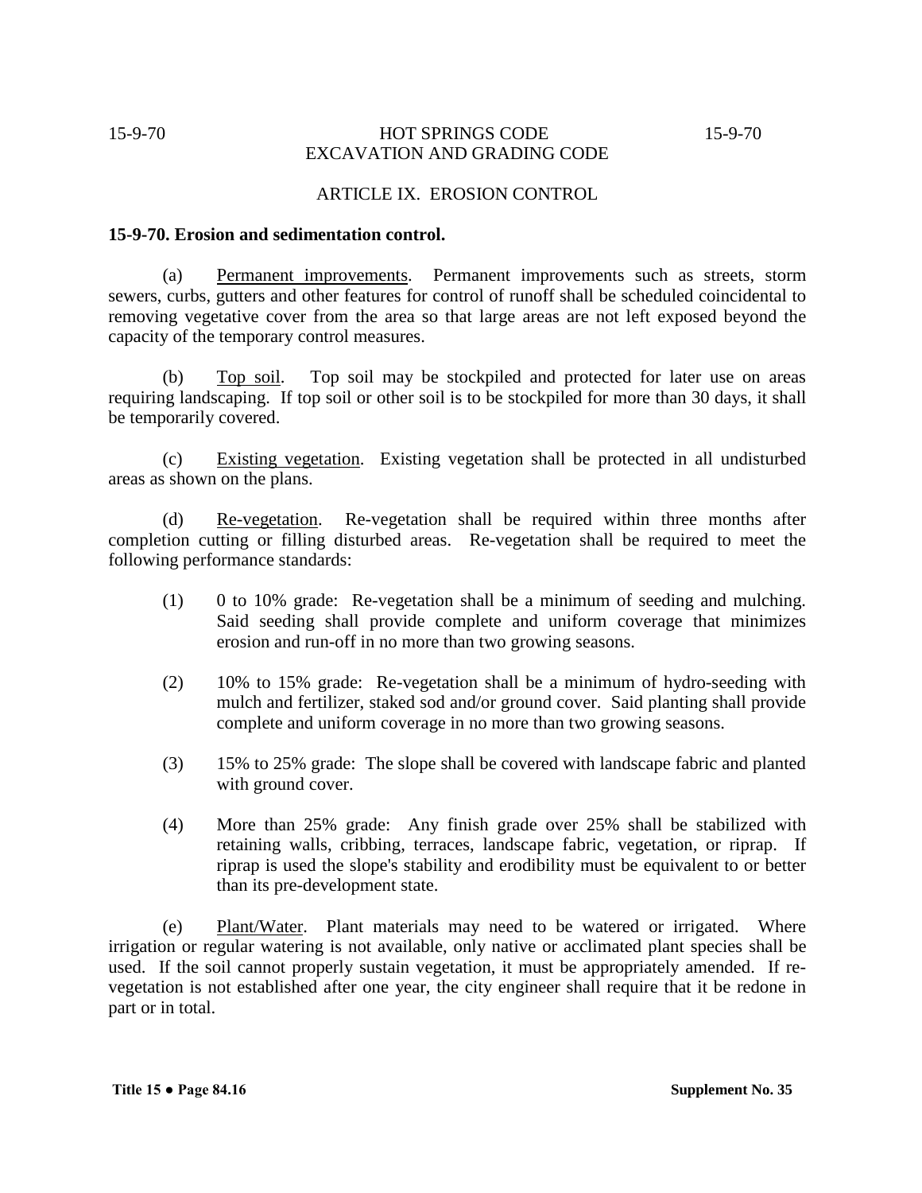## ARTICLE IX. EROSION CONTROL

### 15-9-70. Erosion and sedimentation control.

(a) Permanent improvements. Permanent improvements such as streets, storm sewers, curbs, gutters and other features for control of runoff shall be scheduled coincidental to removing vegetative cover from the area so that large areas are not left exposed beyond the capacity of the temporary control measures.

(b) Top soil. Top soil may be stockpiled and protected for later use on areas requiring landscaping. If top soil or other soil is to be stockpiled for more than 30 days, it shall be temporarily covered.

(c) Existing vegetation. Existing vegetation shall be protected in all undisturbed areas as shown on the plans.

(d) Re-vegetation. Re-vegetation shall be required within three months after completion cutting or filling disturbed areas. Re-vegetation shall be required to meet the following performance standards:

(1) 0 to 10% grade: Re-vegetation shall be a minimum of seeding and mulching. Said seeding shall provide complete and uniform coverage that minimizes erosion and run-off in no more than two growing seasons.

(2) 10% to 15% grade: Re-vegetation shall be a minimum of hydro-seeding with mulch and fertilizer, staked sod and/or ground cover. Said planting shall provide complete and uniform coverage in no more than two growing seasons.

(3) 15% to 25% grade: The slope shall be covered with landscape fabric and planted with ground cover.

(4) More than 25% grade: Any finish grade over 25% shall be stabilized with retaining walls, cribbing, terraces, landscape fabric, vegetation, or riprap. If riprap is used the slope's stability and erodibility must be equivalent to or better than its pre-development state.

(e) Plant/Water. Plant materials may need to be watered or irrigated. Where irrigation or regular watering is not available, only native or acclimated plant species shall be used. If the soil cannot properly sustain vegetation, it must be appropriately amended. If re-vegetation is not established after one year, the city engineer shall require that it be redone in part or in total.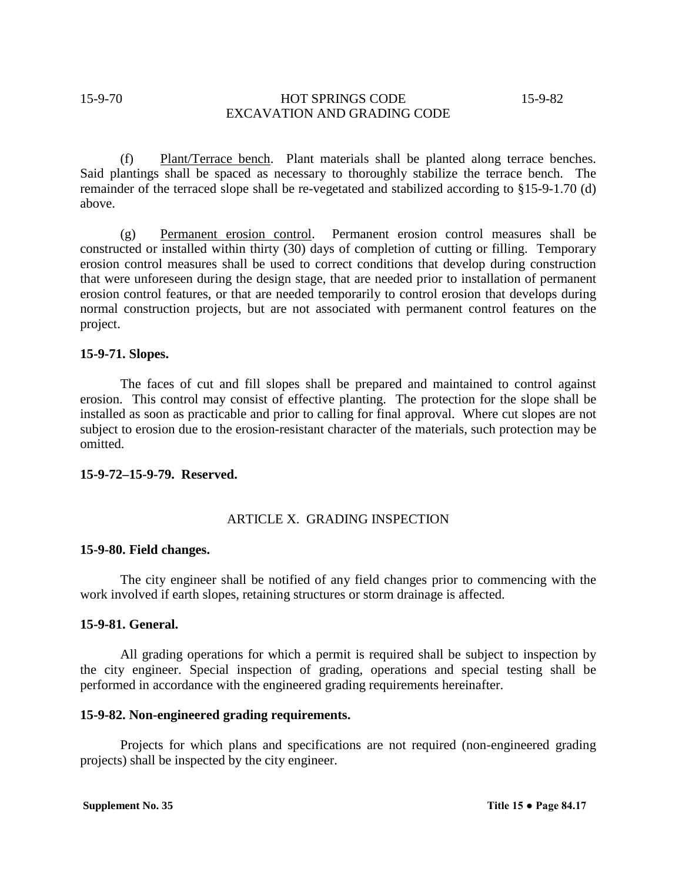(f) Plant/Terrace bench. Plant materials shall be planted along terrace benches. Said plantings shall be spaced as necessary to thoroughly stabilize the terrace bench. The remainder of the terraced slope shall be re-vegetated and stabilized according to §15-9-1.70 (d) above.

(g) Permanent erosion control. Permanent erosion control measures shall be constructed or installed within thirty (30) days of completion of cutting or filling. Temporary erosion control measures shall be used to correct conditions that develop during construction that were unforeseen during the design stage, that are needed prior to installation of permanent erosion control features, or that are needed temporarily to control erosion that develops during normal construction projects, but are not associated with permanent control features on the project.

**15-9-71. Slopes.**

The faces of cut and fill slopes shall be prepared and maintained to control against erosion. This control may consist of effective planting. The protection for the slope shall be installed as soon as practicable and prior to calling for final approval. Where cut slopes are not subject to erosion due to the erosion-resistant character of the materials, such protection may be omitted.

**15-9-72–15-9-79. Reserved.**

## ARTICLE X. GRADING INSPECTION

**15-9-80. Field changes.**

The city engineer shall be notified of any field changes prior to commencing with the work involved if earth slopes, retaining structures or storm drainage is affected.

**15-9-81. General.**

All grading operations for which a permit is required shall be subject to inspection by the city engineer. Special inspection of grading, operations and special testing shall be performed in accordance with the engineered grading requirements hereinafter.

**15-9-82. Non-engineered grading requirements.**

Projects for which plans and specifications are not required (non-engineered grading projects) shall be inspected by the city engineer.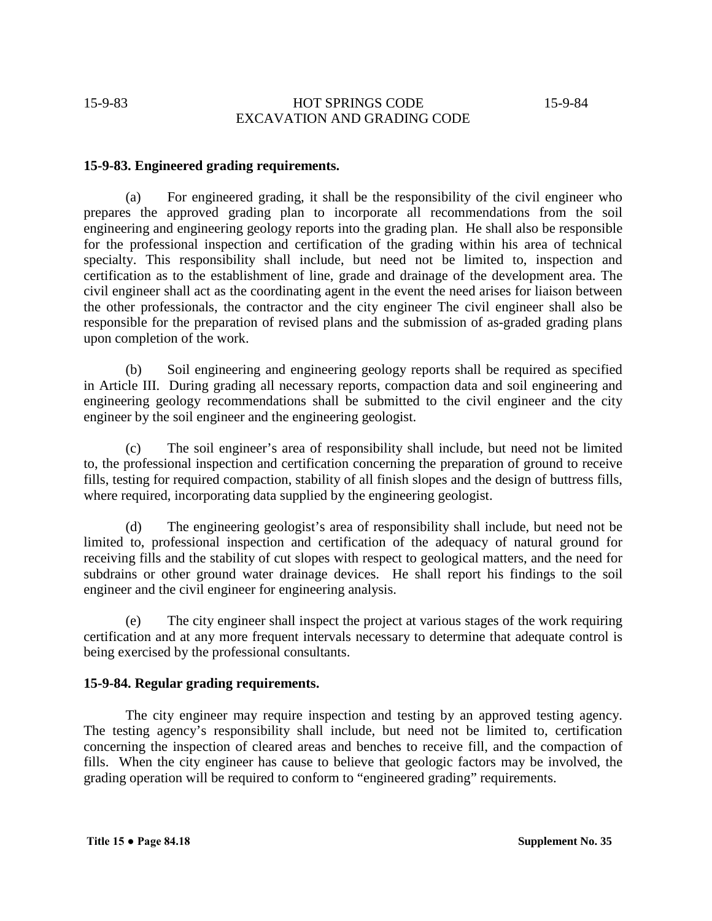**15-9-83. Engineered grading requirements.**

(a) For engineered grading, it shall be the responsibility of the civil engineer who prepares the approved grading plan to incorporate all recommendations from the soil engineering and engineering geology reports into the grading plan. He shall also be responsible for the professional inspection and certification of the grading within his area of technical specialty. This responsibility shall include, but need not be limited to, inspection and certification as to the establishment of line, grade and drainage of the development area. The civil engineer shall act as the coordinating agent in the event the need arises for liaison between the other professionals, the contractor and the city engineer The civil engineer shall also be responsible for the preparation of revised plans and the submission of as-graded grading plans upon completion of the work.

(b) Soil engineering and engineering geology reports shall be required as specified in Article III. During grading all necessary reports, compaction data and soil engineering and engineering geology recommendations shall be submitted to the civil engineer and the city engineer by the soil engineer and the engineering geologist.

(c) The soil engineer's area of responsibility shall include, but need not be limited to, the professional inspection and certification concerning the preparation of ground to receive fills, testing for required compaction, stability of all finish slopes and the design of buttress fills, where required, incorporating data supplied by the engineering geologist.

(d) The engineering geologist's area of responsibility shall include, but need not be limited to, professional inspection and certification of the adequacy of natural ground for receiving fills and the stability of cut slopes with respect to geological matters, and the need for subdrains or other ground water drainage devices. He shall report his findings to the soil engineer and the civil engineer for engineering analysis.

(e) The city engineer shall inspect the project at various stages of the work requiring certification and at any more frequent intervals necessary to determine that adequate control is being exercised by the professional consultants.

**15-9-84. Regular grading requirements.**

The city engineer may require inspection and testing by an approved testing agency. The testing agency's responsibility shall include, but need not be limited to, certification concerning the inspection of cleared areas and benches to receive fill, and the compaction of fills. When the city engineer has cause to believe that geologic factors may be involved, the grading operation will be required to conform to "engineered grading" requirements.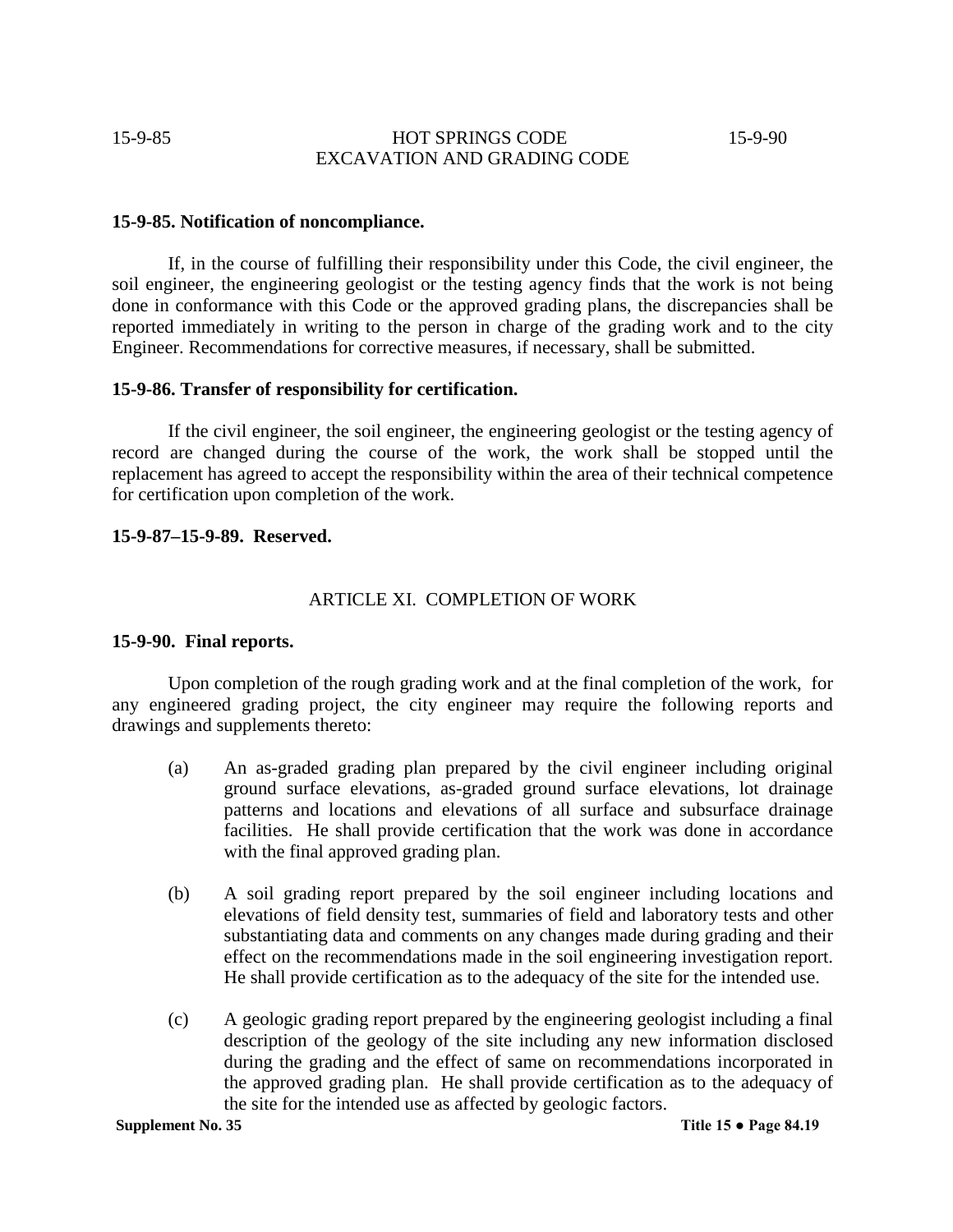**15-9-85. Notification of noncompliance.**

If, in the course of fulfilling their responsibility under this Code, the civil engineer, the soil engineer, the engineering geologist or the testing agency finds that the work is not being done in conformance with this Code or the approved grading plans, the discrepancies shall be reported immediately in writing to the person in charge of the grading work and to the city Engineer. Recommendations for corrective measures, if necessary, shall be submitted.

**15-9-86. Transfer of responsibility for certification.**

If the civil engineer, the soil engineer, the engineering geologist or the testing agency of record are changed during the course of the work, the work shall be stopped until the replacement has agreed to accept the responsibility within the area of their technical competence for certification upon completion of the work.

**15-9-87–15-9-89. Reserved.**

## ARTICLE XI. COMPLETION OF WORK

**15-9-90. Final reports.**

Upon completion of the rough grading work and at the final completion of the work, for any engineered grading project, the city engineer may require the following reports and drawings and supplements thereto:

(a) An as-graded grading plan prepared by the civil engineer including original ground surface elevations, as-graded ground surface elevations, lot drainage patterns and locations and elevations of all surface and subsurface drainage facilities. He shall provide certification that the work was done in accordance with the final approved grading plan.

(b) A soil grading report prepared by the soil engineer including locations and elevations of field density test, summaries of field and laboratory tests and other substantiating data and comments on any changes made during grading and their effect on the recommendations made in the soil engineering investigation report. He shall provide certification as to the adequacy of the site for the intended use.

(c) A geologic grading report prepared by the engineering geologist including a final description of the geology of the site including any new information disclosed during the grading and the effect of same on recommendations incorporated in the approved grading plan. He shall provide certification as to the adequacy of the site for the intended use as affected by geologic factors.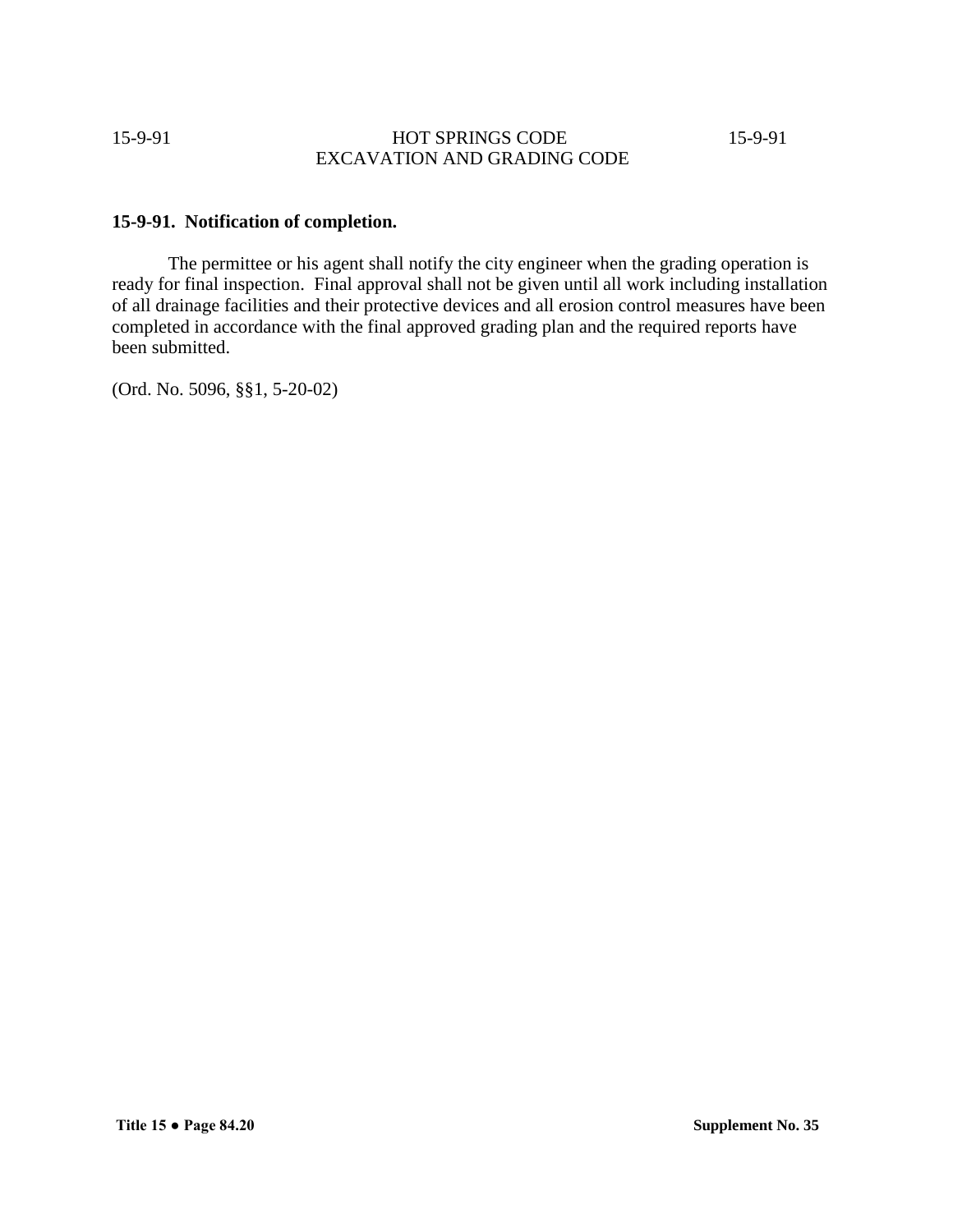**15-9-91. Notification of completion.**

The permittee or his agent shall notify the city engineer when the grading operation is ready for final inspection. Final approval shall not be given until all work including installation of all drainage facilities and their protective devices and all erosion control measures have been completed in accordance with the final approved grading plan and the required reports have been submitted.

(Ord. No. 5096, §§1, 5-20-02)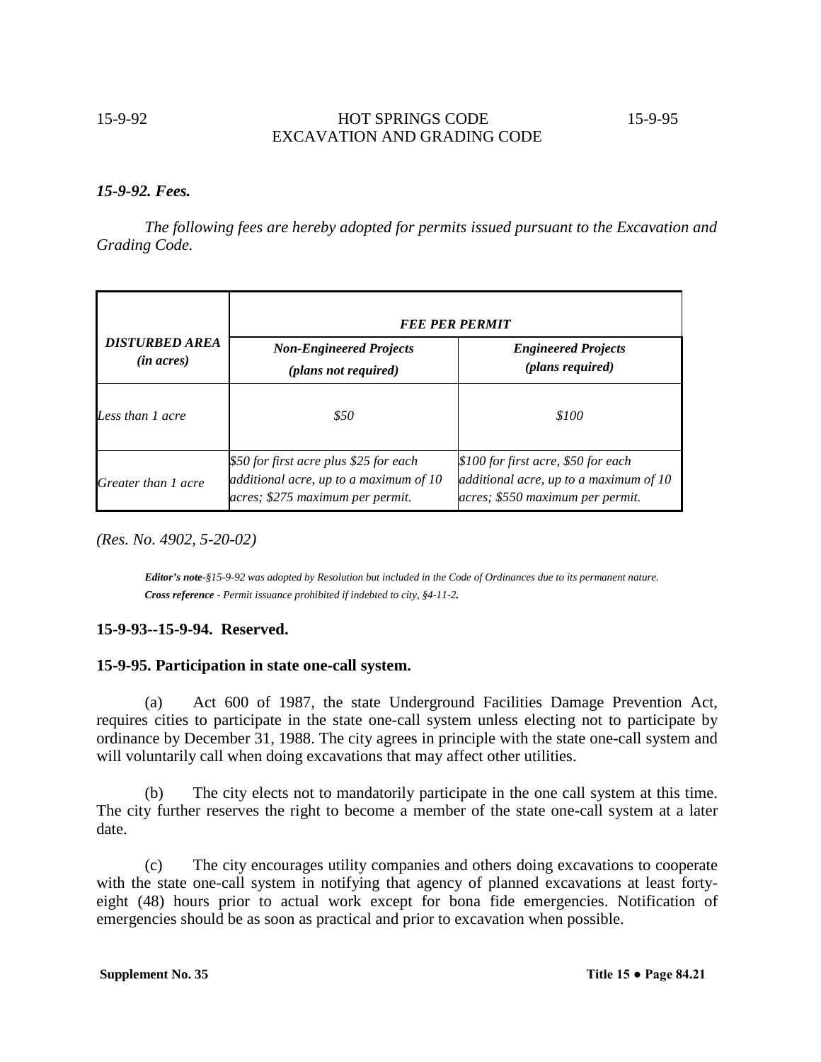### *15-9-92. Fees.*

*The following fees are hereby adopted for permits issued pursuant to the Excavation and Grading Code.*

| ***DISTURBED AREA (in acres)*** | ***FEE PER PERMIT*** | |
|---|---|---|
| | ***Non-Engineered Projects (plans not required)*** | ***Engineered Projects (plans required)*** |
| *Less than 1 acre* | *$50* | *$100* |
| *Greater than 1 acre* | *$50 for first acre plus $25 for each additional acre, up to a maximum of 10 acres; $275 maximum per permit.* | *$100 for first acre, $50 for each additional acre, up to a maximum of 10 acres; $550 maximum per permit.* |

*(Res. No. 4902, 5-20-02)*

***Editor's note-****§15-9-92 was adopted by Resolution but included in the Code of Ordinances due to its permanent nature.*
***Cross reference** - Permit issuance prohibited if indebted to city, §4-11-2.*

### **15-9-93--15-9-94. Reserved.**

### **15-9-95. Participation in state one-call system.**

(a) Act 600 of 1987, the state Underground Facilities Damage Prevention Act, requires cities to participate in the state one-call system unless electing not to participate by ordinance by December 31, 1988. The city agrees in principle with the state one-call system and will voluntarily call when doing excavations that may affect other utilities.

(b) The city elects not to mandatorily participate in the one call system at this time. The city further reserves the right to become a member of the state one-call system at a later date.

(c) The city encourages utility companies and others doing excavations to cooperate with the state one-call system in notifying that agency of planned excavations at least forty-eight (48) hours prior to actual work except for bona fide emergencies. Notification of emergencies should be as soon as practical and prior to excavation when possible.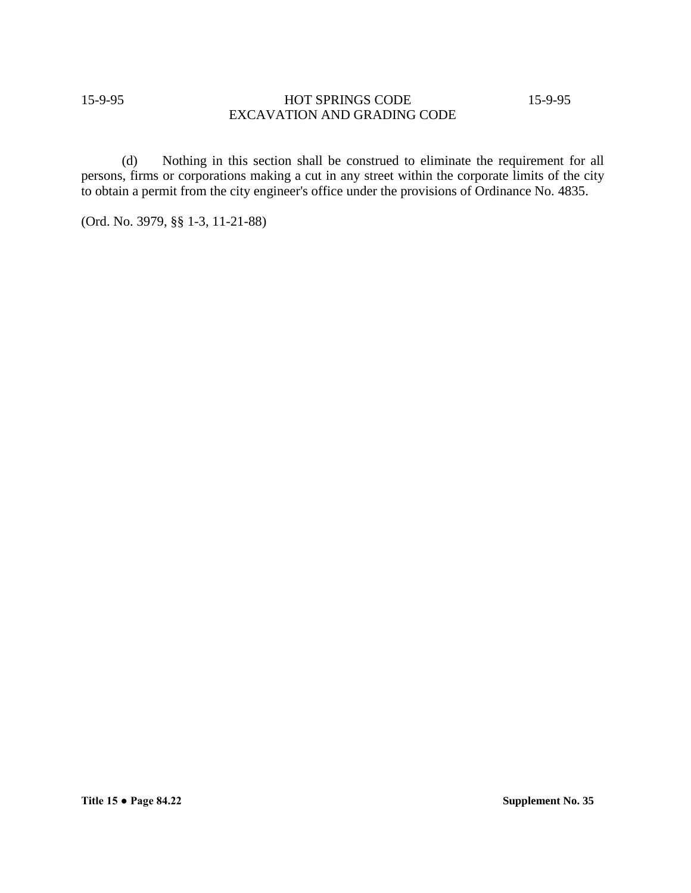(d) Nothing in this section shall be construed to eliminate the requirement for all persons, firms or corporations making a cut in any street within the corporate limits of the city to obtain a permit from the city engineer's office under the provisions of Ordinance No. 4835.

(Ord. No. 3979, §§ 1-3, 11-21-88)